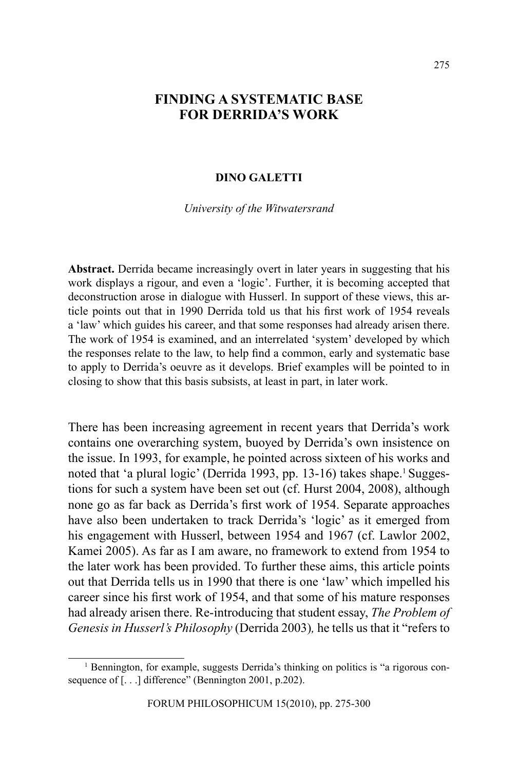# FINDING A SYSTEMATIC BASE FOR DERRIDA'S WORK

**DINO GALETTI**

*University of the Witwatersrand*

**Abstract.** Derrida became increasingly overt in later years in suggesting that his work displays a rigour, and even a 'logic'. Further, it is becoming accepted that deconstruction arose in dialogue with Husserl. In support of these views, this article points out that in 1990 Derrida told us that his first work of 1954 reveals a 'law' which guides his career, and that some responses had already arisen there. The work of 1954 is examined, and an interrelated 'system' developed by which the responses relate to the law, to help find a common, early and systematic base to apply to Derrida's oeuvre as it develops. Brief examples will be pointed to in closing to show that this basis subsists, at least in part, in later work.

There has been increasing agreement in recent years that Derrida's work contains one overarching system, buoyed by Derrida's own insistence on the issue. In 1993, for example, he pointed across sixteen of his works and noted that 'a plural logic' (Derrida 1993, pp. 13-16) takes shape.[1] Suggestions for such a system have been set out (cf. Hurst 2004, 2008), although none go as far back as Derrida's first work of 1954. Separate approaches have also been undertaken to track Derrida's 'logic' as it emerged from his engagement with Husserl, between 1954 and 1967 (cf. Lawlor 2002, Kamei 2005). As far as I am aware, no framework to extend from 1954 to the later work has been provided. To further these aims, this article points out that Derrida tells us in 1990 that there is one 'law' which impelled his career since his first work of 1954, and that some of his mature responses had already arisen there. Re-introducing that student essay, *The Problem of Genesis in Husserl's Philosophy* (Derrida 2003), he tells us that it "refers to

[1] Bennington, for example, suggests Derrida's thinking on politics is "a rigorous consequence of [. . .] difference" (Bennington 2001, p.202).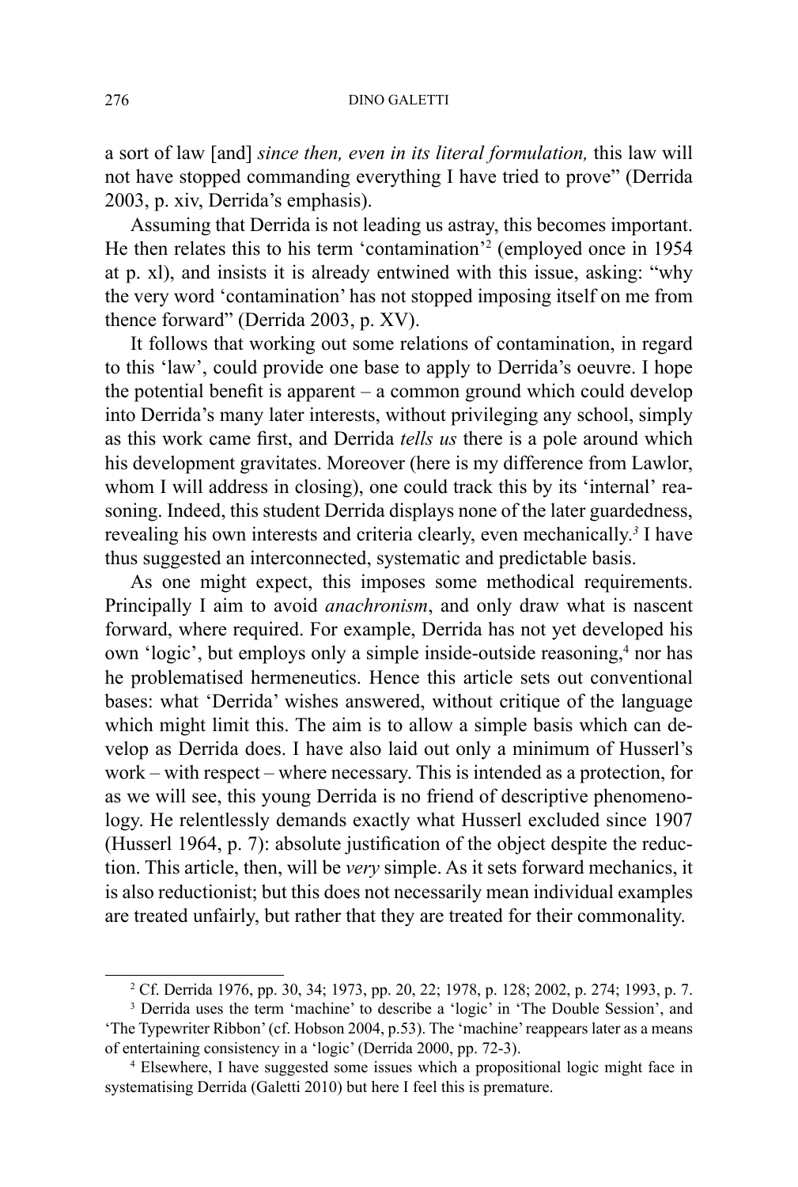a sort of law [and] *since then, even in its literal formulation,* this law will not have stopped commanding everything I have tried to prove" (Derrida 2003, p. xiv, Derrida's emphasis).

Assuming that Derrida is not leading us astray, this becomes important. He then relates this to his term 'contamination'[2] (employed once in 1954 at p. xl), and insists it is already entwined with this issue, asking: "why the very word 'contamination' has not stopped imposing itself on me from thence forward" (Derrida 2003, p. XV).

It follows that working out some relations of contamination, in regard to this 'law', could provide one base to apply to Derrida's oeuvre. I hope the potential benefit is apparent – a common ground which could develop into Derrida's many later interests, without privileging any school, simply as this work came first, and Derrida *tells us* there is a pole around which his development gravitates. Moreover (here is my difference from Lawlor, whom I will address in closing), one could track this by its 'internal' reasoning. Indeed, this student Derrida displays none of the later guardedness, revealing his own interests and criteria clearly, even mechanically.[3] I have thus suggested an interconnected, systematic and predictable basis.

As one might expect, this imposes some methodical requirements. Principally I aim to avoid *anachronism*, and only draw what is nascent forward, where required. For example, Derrida has not yet developed his own 'logic', but employs only a simple inside-outside reasoning,[4] nor has he problematised hermeneutics. Hence this article sets out conventional bases: what 'Derrida' wishes answered, without critique of the language which might limit this. The aim is to allow a simple basis which can develop as Derrida does. I have also laid out only a minimum of Husserl's work – with respect – where necessary. This is intended as a protection, for as we will see, this young Derrida is no friend of descriptive phenomenology. He relentlessly demands exactly what Husserl excluded since 1907 (Husserl 1964, p. 7): absolute justification of the object despite the reduction. This article, then, will be *very* simple. As it sets forward mechanics, it is also reductionist; but this does not necessarily mean individual examples are treated unfairly, but rather that they are treated for their commonality.

---

[2] Cf. Derrida 1976, pp. 30, 34; 1973, pp. 20, 22; 1978, p. 128; 2002, p. 274; 1993, p. 7.

[3] Derrida uses the term 'machine' to describe a 'logic' in 'The Double Session', and 'The Typewriter Ribbon' (cf. Hobson 2004, p.53). The 'machine' reappears later as a means of entertaining consistency in a 'logic' (Derrida 2000, pp. 72-3).

[4] Elsewhere, I have suggested some issues which a propositional logic might face in systematising Derrida (Galetti 2010) but here I feel this is premature.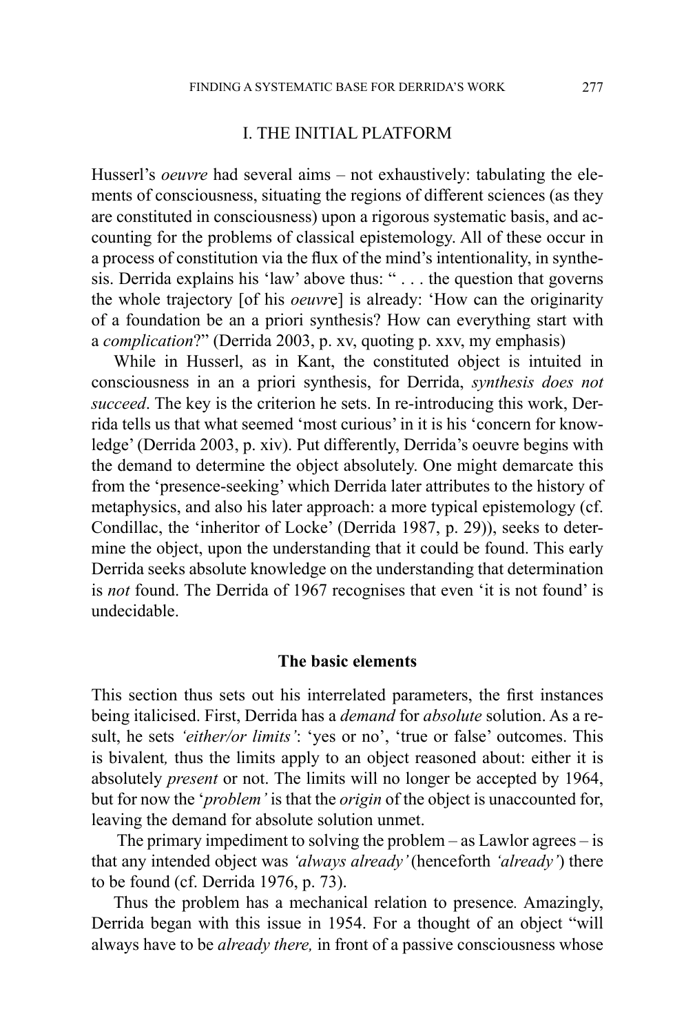## I. THE INITIAL PLATFORM

Husserl's *oeuvre* had several aims – not exhaustively: tabulating the elements of consciousness, situating the regions of different sciences (as they are constituted in consciousness) upon a rigorous systematic basis, and accounting for the problems of classical epistemology. All of these occur in a process of constitution via the flux of the mind's intentionality, in synthesis. Derrida explains his 'law' above thus: " . . . the question that governs the whole trajectory [of his *oeuvr*e] is already: 'How can the originarity of a foundation be an a priori synthesis? How can everything start with a *complication*?" (Derrida 2003, p. xv, quoting p. xxv, my emphasis)

While in Husserl, as in Kant, the constituted object is intuited in consciousness in an a priori synthesis, for Derrida, *synthesis does not succeed*. The key is the criterion he sets. In re-introducing this work, Derrida tells us that what seemed 'most curious' in it is his 'concern for knowledge' (Derrida 2003, p. xiv). Put differently, Derrida's oeuvre begins with the demand to determine the object absolutely. One might demarcate this from the 'presence-seeking' which Derrida later attributes to the history of metaphysics, and also his later approach: a more typical epistemology (cf. Condillac, the 'inheritor of Locke' (Derrida 1987, p. 29)), seeks to determine the object, upon the understanding that it could be found. This early Derrida seeks absolute knowledge on the understanding that determination is *not* found. The Derrida of 1967 recognises that even 'it is not found' is undecidable.

### The basic elements

This section thus sets out his interrelated parameters, the first instances being italicised. First, Derrida has a *demand* for *absolute* solution. As a result, he sets *'either/or limits'*: 'yes or no', 'true or false' outcomes. This is bivalent*,* thus the limits apply to an object reasoned about: either it is absolutely *present* or not. The limits will no longer be accepted by 1964, but for now the '*problem'* is that the *origin* of the object is unaccounted for, leaving the demand for absolute solution unmet.

The primary impediment to solving the problem – as Lawlor agrees – is that any intended object was *'always already'* (henceforth *'already'*) there to be found (cf. Derrida 1976, p. 73).

Thus the problem has a mechanical relation to presence*.* Amazingly, Derrida began with this issue in 1954. For a thought of an object "will always have to be *already there,* in front of a passive consciousness whose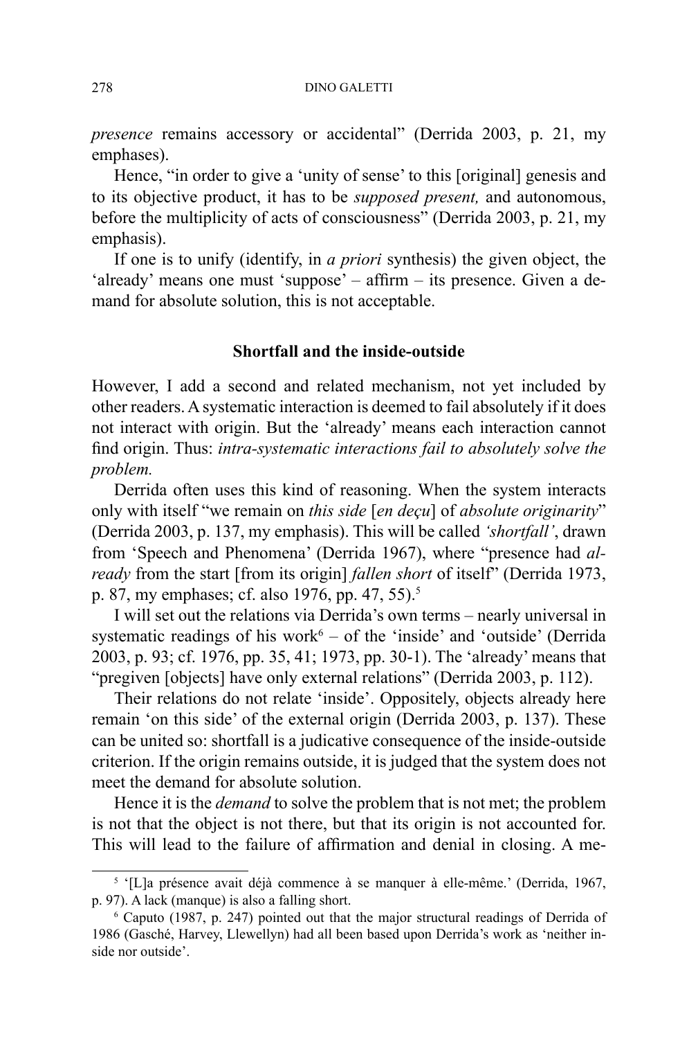*presence* remains accessory or accidental" (Derrida 2003, p. 21, my emphases).

Hence, "in order to give a 'unity of sense' to this [original] genesis and to its objective product, it has to be *supposed present,* and autonomous, before the multiplicity of acts of consciousness" (Derrida 2003, p. 21, my emphasis).

If one is to unify (identify, in *a priori* synthesis) the given object, the 'already' means one must 'suppose' – affirm – its presence. Given a demand for absolute solution, this is not acceptable.

### Shortfall and the inside-outside

However, I add a second and related mechanism, not yet included by other readers. A systematic interaction is deemed to fail absolutely if it does not interact with origin. But the 'already' means each interaction cannot find origin. Thus: *intra-systematic interactions fail to absolutely solve the problem.*

Derrida often uses this kind of reasoning. When the system interacts only with itself "we remain on *this side* [*en deçu*] of *absolute originarity*" (Derrida 2003, p. 137, my emphasis). This will be called *'shortfall'*, drawn from 'Speech and Phenomena' (Derrida 1967), where "presence had *already* from the start [from its origin] *fallen short* of itself" (Derrida 1973, p. 87, my emphases; cf. also 1976, pp. 47, 55).[5]

I will set out the relations via Derrida's own terms – nearly universal in systematic readings of his work[6] – of the 'inside' and 'outside' (Derrida 2003, p. 93; cf. 1976, pp. 35, 41; 1973, pp. 30-1). The 'already' means that "pregiven [objects] have only external relations" (Derrida 2003, p. 112).

Their relations do not relate 'inside'. Oppositely, objects already here remain 'on this side' of the external origin (Derrida 2003, p. 137). These can be united so: shortfall is a judicative consequence of the inside-outside criterion. If the origin remains outside, it is judged that the system does not meet the demand for absolute solution.

Hence it is the *demand* to solve the problem that is not met; the problem is not that the object is not there, but that its origin is not accounted for. This will lead to the failure of affirmation and denial in closing. A me-

---

[5] '[L]a présence avait déjà commence à se manquer à elle-même.' (Derrida, 1967, p. 97). A lack (manque) is also a falling short.

[6] Caputo (1987, p. 247) pointed out that the major structural readings of Derrida of 1986 (Gasché, Harvey, Llewellyn) had all been based upon Derrida's work as 'neither inside nor outside'.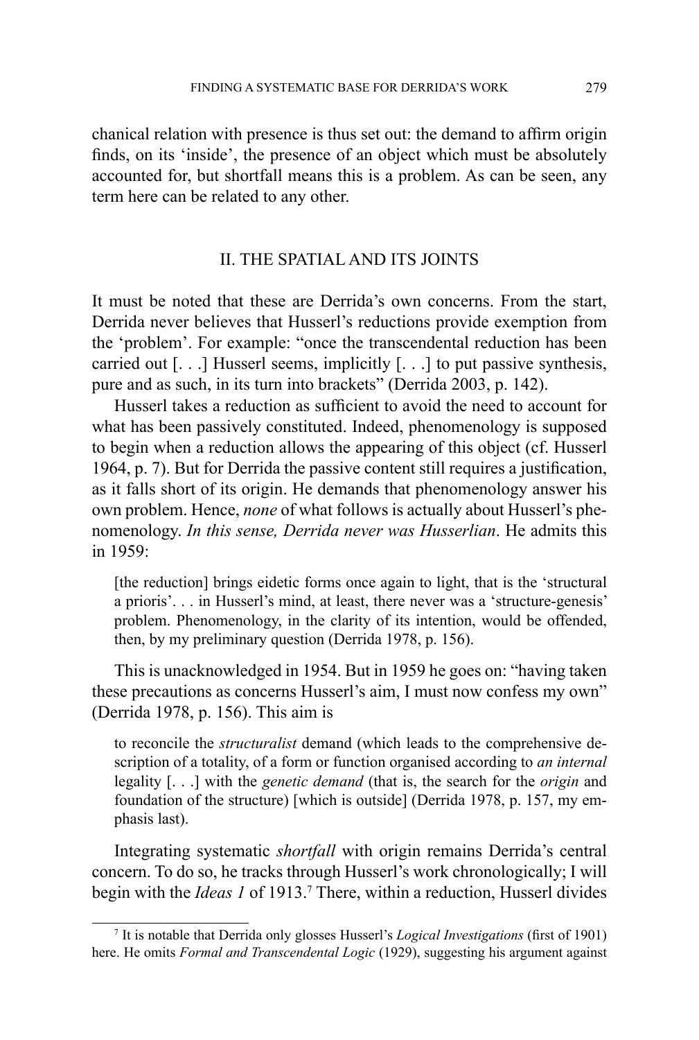chanical relation with presence is thus set out: the demand to affirm origin finds, on its 'inside', the presence of an object which must be absolutely accounted for, but shortfall means this is a problem. As can be seen, any term here can be related to any other.

## II. THE SPATIAL AND ITS JOINTS

It must be noted that these are Derrida's own concerns. From the start, Derrida never believes that Husserl's reductions provide exemption from the 'problem'. For example: "once the transcendental reduction has been carried out [. . .] Husserl seems, implicitly [. . .] to put passive synthesis, pure and as such, in its turn into brackets" (Derrida 2003, p. 142).

Husserl takes a reduction as sufficient to avoid the need to account for what has been passively constituted. Indeed, phenomenology is supposed to begin when a reduction allows the appearing of this object (cf. Husserl 1964, p. 7). But for Derrida the passive content still requires a justification, as it falls short of its origin. He demands that phenomenology answer his own problem. Hence, *none* of what follows is actually about Husserl's phenomenology. *In this sense, Derrida never was Husserlian*. He admits this in 1959:

> [the reduction] brings eidetic forms once again to light, that is the 'structural a prioris'. . . in Husserl's mind, at least, there never was a 'structure-genesis' problem. Phenomenology, in the clarity of its intention, would be offended, then, by my preliminary question (Derrida 1978, p. 156).

This is unacknowledged in 1954. But in 1959 he goes on: "having taken these precautions as concerns Husserl's aim, I must now confess my own" (Derrida 1978, p. 156). This aim is

> to reconcile the *structuralist* demand (which leads to the comprehensive description of a totality, of a form or function organised according to *an internal* legality [. . .] with the *genetic demand* (that is, the search for the *origin* and foundation of the structure) [which is outside] (Derrida 1978, p. 157, my emphasis last).

Integrating systematic *shortfall* with origin remains Derrida's central concern. To do so, he tracks through Husserl's work chronologically; I will begin with the *Ideas 1* of 1913.[7] There, within a reduction, Husserl divides

[7] It is notable that Derrida only glosses Husserl's *Logical Investigations* (first of 1901) here. He omits *Formal and Transcendental Logic* (1929), suggesting his argument against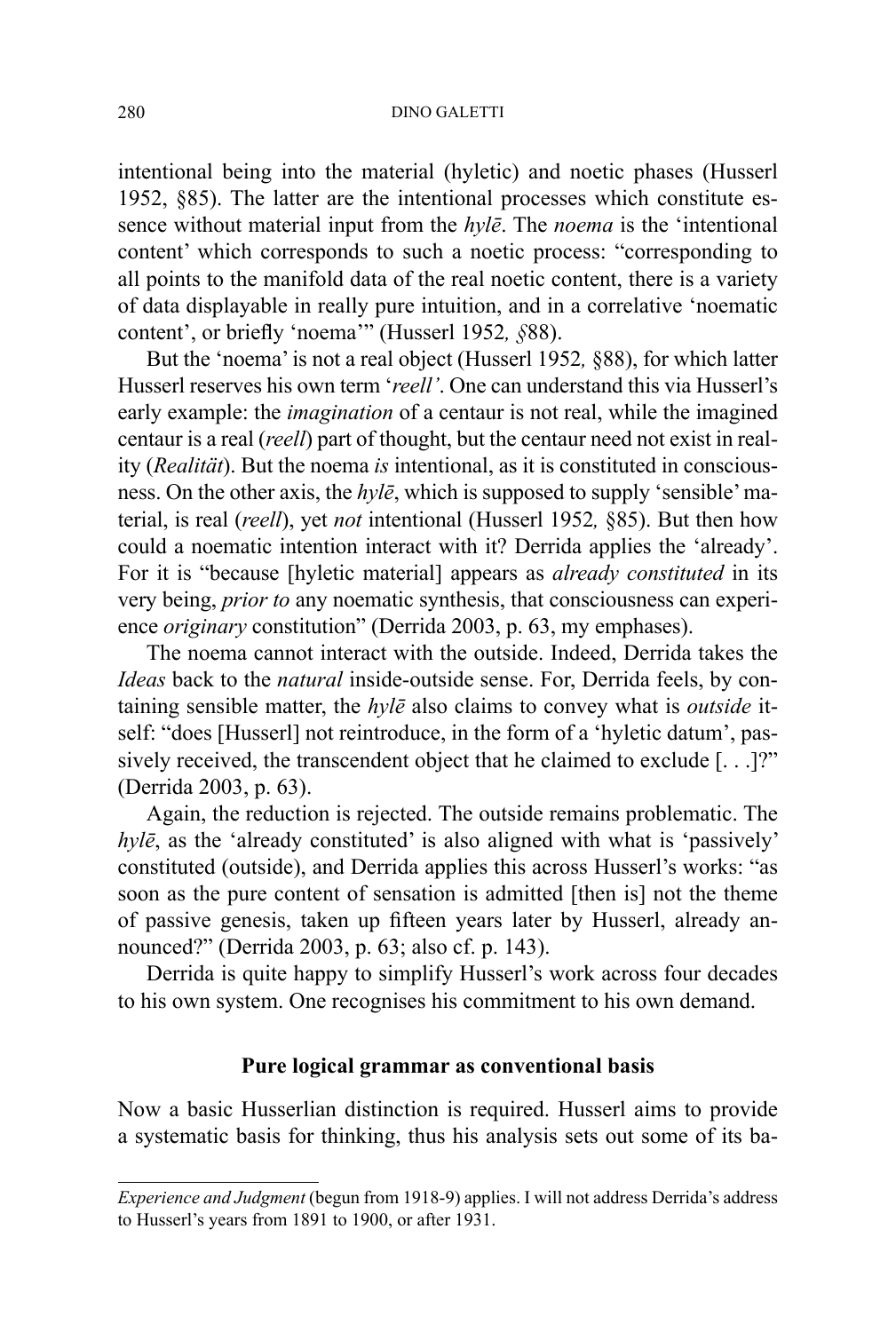intentional being into the material (hyletic) and noetic phases (Husserl 1952, §85). The latter are the intentional processes which constitute essence without material input from the *hylē*. The *noema* is the 'intentional content' which corresponds to such a noetic process: "corresponding to all points to the manifold data of the real noetic content, there is a variety of data displayable in really pure intuition, and in a correlative 'noematic content', or briefly 'noema'" (Husserl 1952*, §*88).

But the 'noema' is not a real object (Husserl 1952*,* §88), for which latter Husserl reserves his own term '*reell'*. One can understand this via Husserl's early example: the *imagination* of a centaur is not real, while the imagined centaur is a real (*reell*) part of thought, but the centaur need not exist in reality (*Realität*). But the noema *is* intentional, as it is constituted in consciousness. On the other axis, the *hylē*, which is supposed to supply 'sensible' material, is real (*reell*), yet *not* intentional (Husserl 1952*,* §85). But then how could a noematic intention interact with it? Derrida applies the 'already'. For it is "because [hyletic material] appears as *already constituted* in its very being, *prior to* any noematic synthesis, that consciousness can experience *originary* constitution" (Derrida 2003, p. 63, my emphases).

The noema cannot interact with the outside. Indeed, Derrida takes the *Ideas* back to the *natural* inside-outside sense. For, Derrida feels, by containing sensible matter, the *hylē* also claims to convey what is *outside* itself: "does [Husserl] not reintroduce, in the form of a 'hyletic datum', passively received, the transcendent object that he claimed to exclude [. . .]?" (Derrida 2003, p. 63).

Again, the reduction is rejected. The outside remains problematic. The *hylē*, as the 'already constituted' is also aligned with what is 'passively' constituted (outside), and Derrida applies this across Husserl's works: "as soon as the pure content of sensation is admitted [then is] not the theme of passive genesis, taken up fifteen years later by Husserl, already announced?" (Derrida 2003, p. 63; also cf. p. 143).

Derrida is quite happy to simplify Husserl's work across four decades to his own system. One recognises his commitment to his own demand.

## Pure logical grammar as conventional basis

Now a basic Husserlian distinction is required. Husserl aims to provide a systematic basis for thinking, thus his analysis sets out some of its ba-

---

*Experience and Judgment* (begun from 1918-9) applies. I will not address Derrida's address to Husserl's years from 1891 to 1900, or after 1931.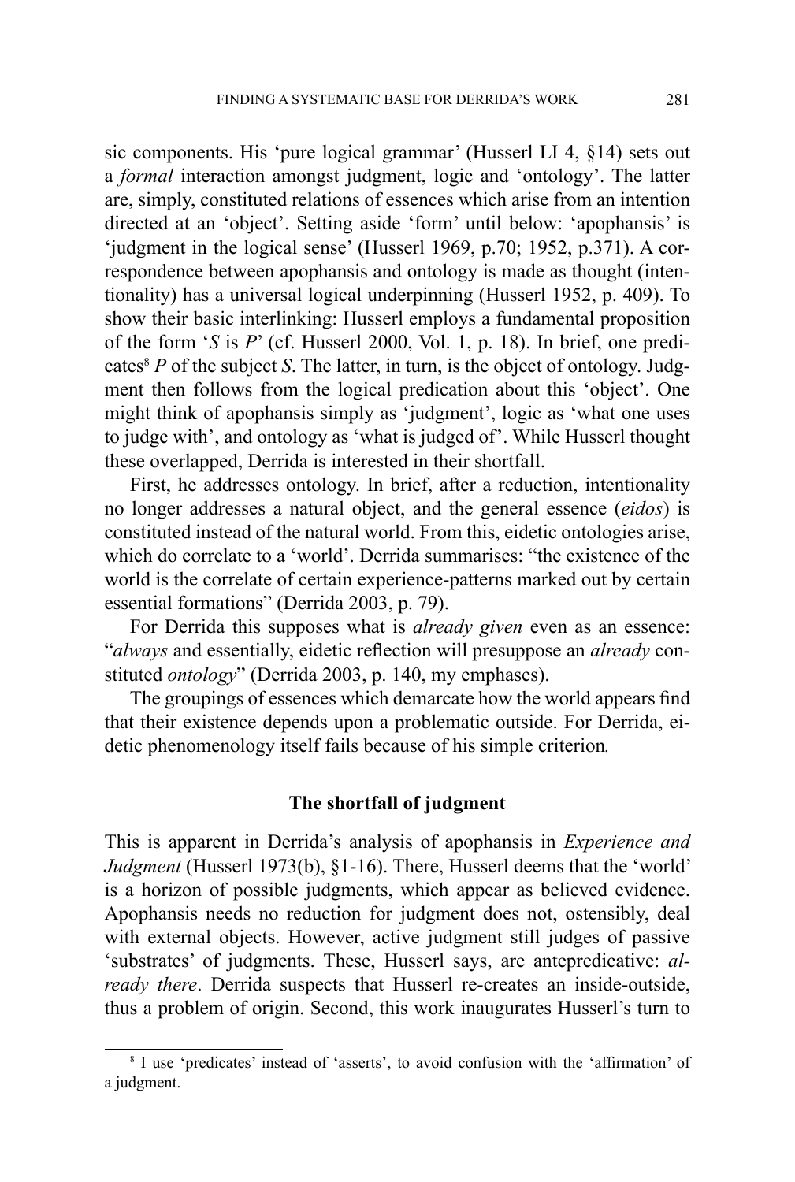sic components. His ‘pure logical grammar’ (Husserl LI 4, §14) sets out a *formal* interaction amongst judgment, logic and ‘ontology’. The latter are, simply, constituted relations of essences which arise from an intention directed at an ‘object’. Setting aside ‘form’ until below: ‘apophansis’ is ‘judgment in the logical sense’ (Husserl 1969, p.70; 1952, p.371). A correspondence between apophansis and ontology is made as thought (intentionality) has a universal logical underpinning (Husserl 1952, p. 409). To show their basic interlinking: Husserl employs a fundamental proposition of the form ‘*S* is *P*’ (cf. Husserl 2000, Vol. 1, p. 18). In brief, one predicates[8] *P* of the subject *S*. The latter, in turn, is the object of ontology. Judgment then follows from the logical predication about this ‘object’. One might think of apophansis simply as ‘judgment’, logic as ‘what one uses to judge with’, and ontology as ‘what is judged of’. While Husserl thought these overlapped, Derrida is interested in their shortfall.

First, he addresses ontology. In brief, after a reduction, intentionality no longer addresses a natural object, and the general essence (*eidos*) is constituted instead of the natural world. From this, eidetic ontologies arise, which do correlate to a ‘world’. Derrida summarises: “the existence of the world is the correlate of certain experience-patterns marked out by certain essential formations” (Derrida 2003, p. 79).

For Derrida this supposes what is *already given* even as an essence: “*always* and essentially, eidetic reflection will presuppose an *already* constituted *ontology*” (Derrida 2003, p. 140, my emphases).

The groupings of essences which demarcate how the world appears find that their existence depends upon a problematic outside. For Derrida, eidetic phenomenology itself fails because of his simple criterion.

## The shortfall of judgment

This is apparent in Derrida’s analysis of apophansis in *Experience and Judgment* (Husserl 1973(b), §1-16). There, Husserl deems that the ‘world’ is a horizon of possible judgments, which appear as believed evidence. Apophansis needs no reduction for judgment does not, ostensibly, deal with external objects. However, active judgment still judges of passive ‘substrates’ of judgments. These, Husserl says, are antepredicative: *already there*. Derrida suspects that Husserl re-creates an inside-outside, thus a problem of origin. Second, this work inaugurates Husserl’s turn to

---

[8] I use ‘predicates’ instead of ‘asserts’, to avoid confusion with the ‘affirmation’ of a judgment.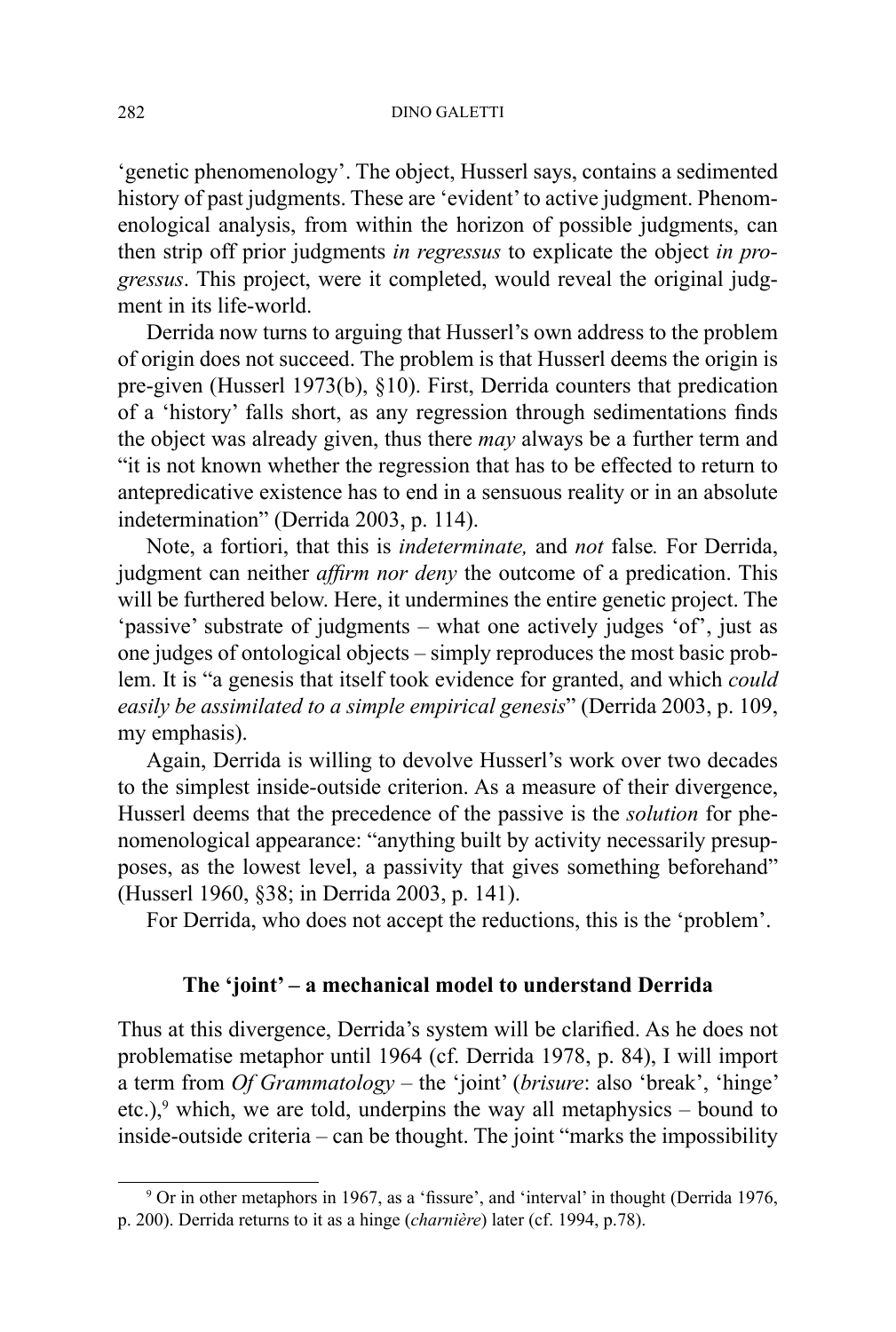'genetic phenomenology'. The object, Husserl says, contains a sedimented history of past judgments. These are 'evident' to active judgment. Phenomenological analysis, from within the horizon of possible judgments, can then strip off prior judgments *in regressus* to explicate the object *in progressus*. This project, were it completed, would reveal the original judgment in its life-world.

Derrida now turns to arguing that Husserl's own address to the problem of origin does not succeed. The problem is that Husserl deems the origin is pre-given (Husserl 1973(b), §10). First, Derrida counters that predication of a 'history' falls short, as any regression through sedimentations finds the object was already given, thus there *may* always be a further term and "it is not known whether the regression that has to be effected to return to antepredicative existence has to end in a sensuous reality or in an absolute indetermination" (Derrida 2003, p. 114).

Note, a fortiori, that this is *indeterminate,* and *not* false*.* For Derrida, judgment can neither *affirm nor deny* the outcome of a predication. This will be furthered below. Here, it undermines the entire genetic project. The 'passive' substrate of judgments – what one actively judges 'of', just as one judges of ontological objects – simply reproduces the most basic problem. It is "a genesis that itself took evidence for granted, and which *could easily be assimilated to a simple empirical genesis*" (Derrida 2003, p. 109, my emphasis).

Again, Derrida is willing to devolve Husserl's work over two decades to the simplest inside-outside criterion. As a measure of their divergence, Husserl deems that the precedence of the passive is the *solution* for phenomenological appearance: "anything built by activity necessarily presupposes, as the lowest level, a passivity that gives something beforehand" (Husserl 1960, §38; in Derrida 2003, p. 141).

For Derrida, who does not accept the reductions, this is the 'problem'.

## The 'joint' – a mechanical model to understand Derrida

Thus at this divergence, Derrida's system will be clarified. As he does not problematise metaphor until 1964 (cf. Derrida 1978, p. 84), I will import a term from *Of Grammatology* – the 'joint' (*brisure*: also 'break', 'hinge' etc.),[9] which, we are told, underpins the way all metaphysics – bound to inside-outside criteria – can be thought. The joint "marks the impossibility

[9] Or in other metaphors in 1967, as a 'fissure', and 'interval' in thought (Derrida 1976, p. 200). Derrida returns to it as a hinge (*charnière*) later (cf. 1994, p.78).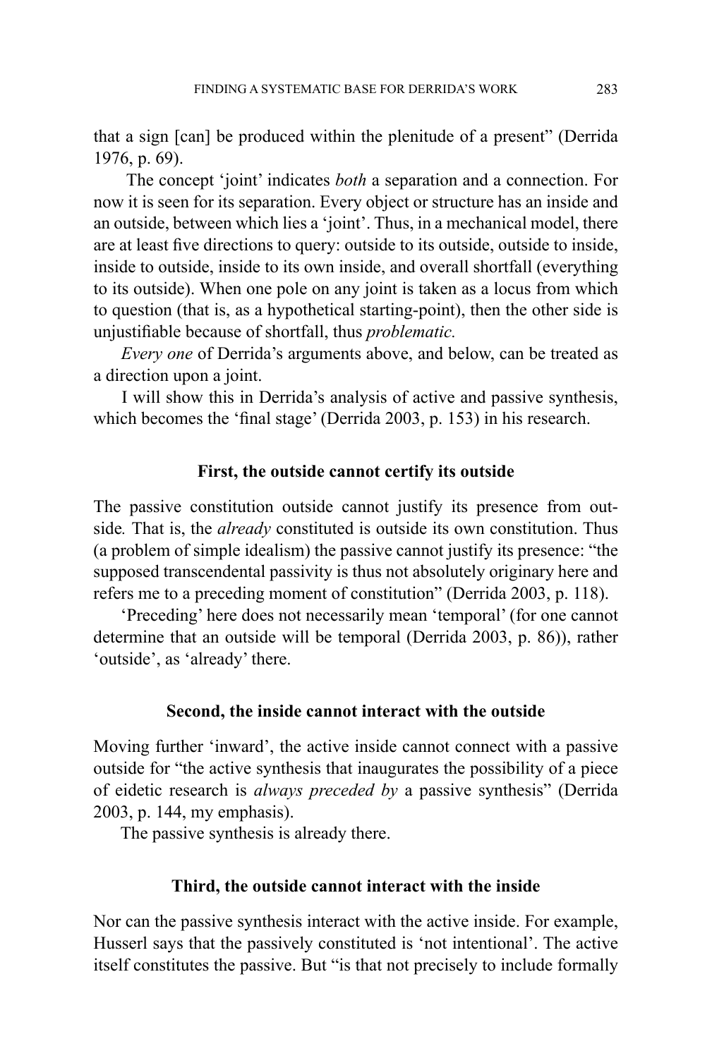that a sign [can] be produced within the plenitude of a present" (Derrida 1976, p. 69).

The concept 'joint' indicates *both* a separation and a connection. For now it is seen for its separation. Every object or structure has an inside and an outside, between which lies a 'joint'. Thus, in a mechanical model, there are at least five directions to query: outside to its outside, outside to inside, inside to outside, inside to its own inside, and overall shortfall (everything to its outside). When one pole on any joint is taken as a locus from which to question (that is, as a hypothetical starting-point), then the other side is unjustifiable because of shortfall, thus *problematic.*

*Every one* of Derrida's arguments above, and below, can be treated as a direction upon a joint.

I will show this in Derrida's analysis of active and passive synthesis, which becomes the 'final stage' (Derrida 2003, p. 153) in his research.

### First, the outside cannot certify its outside

The passive constitution outside cannot justify its presence from outside*.* That is, the *already* constituted is outside its own constitution. Thus (a problem of simple idealism) the passive cannot justify its presence: "the supposed transcendental passivity is thus not absolutely originary here and refers me to a preceding moment of constitution" (Derrida 2003, p. 118).

'Preceding' here does not necessarily mean 'temporal' (for one cannot determine that an outside will be temporal (Derrida 2003, p. 86)), rather 'outside', as 'already' there.

### Second, the inside cannot interact with the outside

Moving further 'inward', the active inside cannot connect with a passive outside for "the active synthesis that inaugurates the possibility of a piece of eidetic research is *always preceded by* a passive synthesis" (Derrida 2003, p. 144, my emphasis).

The passive synthesis is already there.

### Third, the outside cannot interact with the inside

Nor can the passive synthesis interact with the active inside. For example, Husserl says that the passively constituted is 'not intentional'. The active itself constitutes the passive. But "is that not precisely to include formally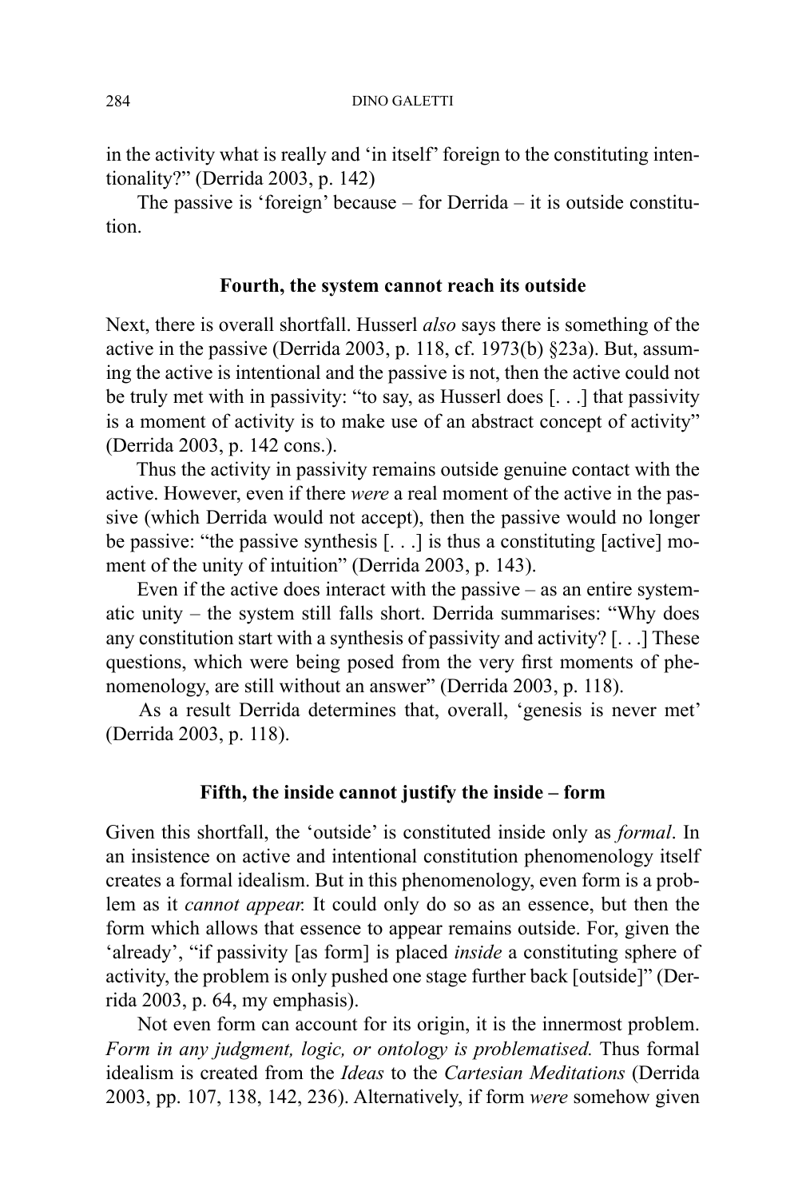in the activity what is really and 'in itself' foreign to the constituting intentionality?" (Derrida 2003, p. 142)

The passive is 'foreign' because – for Derrida – it is outside constitution.

### Fourth, the system cannot reach its outside

Next, there is overall shortfall. Husserl *also* says there is something of the active in the passive (Derrida 2003, p. 118, cf. 1973(b) §23a). But, assuming the active is intentional and the passive is not, then the active could not be truly met with in passivity: "to say, as Husserl does [. . .] that passivity is a moment of activity is to make use of an abstract concept of activity" (Derrida 2003, p. 142 cons.).

Thus the activity in passivity remains outside genuine contact with the active. However, even if there *were* a real moment of the active in the passive (which Derrida would not accept), then the passive would no longer be passive: "the passive synthesis [. . .] is thus a constituting [active] moment of the unity of intuition" (Derrida 2003, p. 143).

Even if the active does interact with the passive – as an entire systematic unity – the system still falls short. Derrida summarises: "Why does any constitution start with a synthesis of passivity and activity? [. . .] These questions, which were being posed from the very first moments of phenomenology, are still without an answer" (Derrida 2003, p. 118).

As a result Derrida determines that, overall, 'genesis is never met' (Derrida 2003, p. 118).

### Fifth, the inside cannot justify the inside – form

Given this shortfall, the 'outside' is constituted inside only as *formal*. In an insistence on active and intentional constitution phenomenology itself creates a formal idealism. But in this phenomenology, even form is a problem as it *cannot appear.* It could only do so as an essence, but then the form which allows that essence to appear remains outside. For, given the 'already', "if passivity [as form] is placed *inside* a constituting sphere of activity, the problem is only pushed one stage further back [outside]" (Derrida 2003, p. 64, my emphasis).

Not even form can account for its origin, it is the innermost problem. *Form in any judgment, logic, or ontology is problematised.* Thus formal idealism is created from the *Ideas* to the *Cartesian Meditations* (Derrida 2003, pp. 107, 138, 142, 236). Alternatively, if form *were* somehow given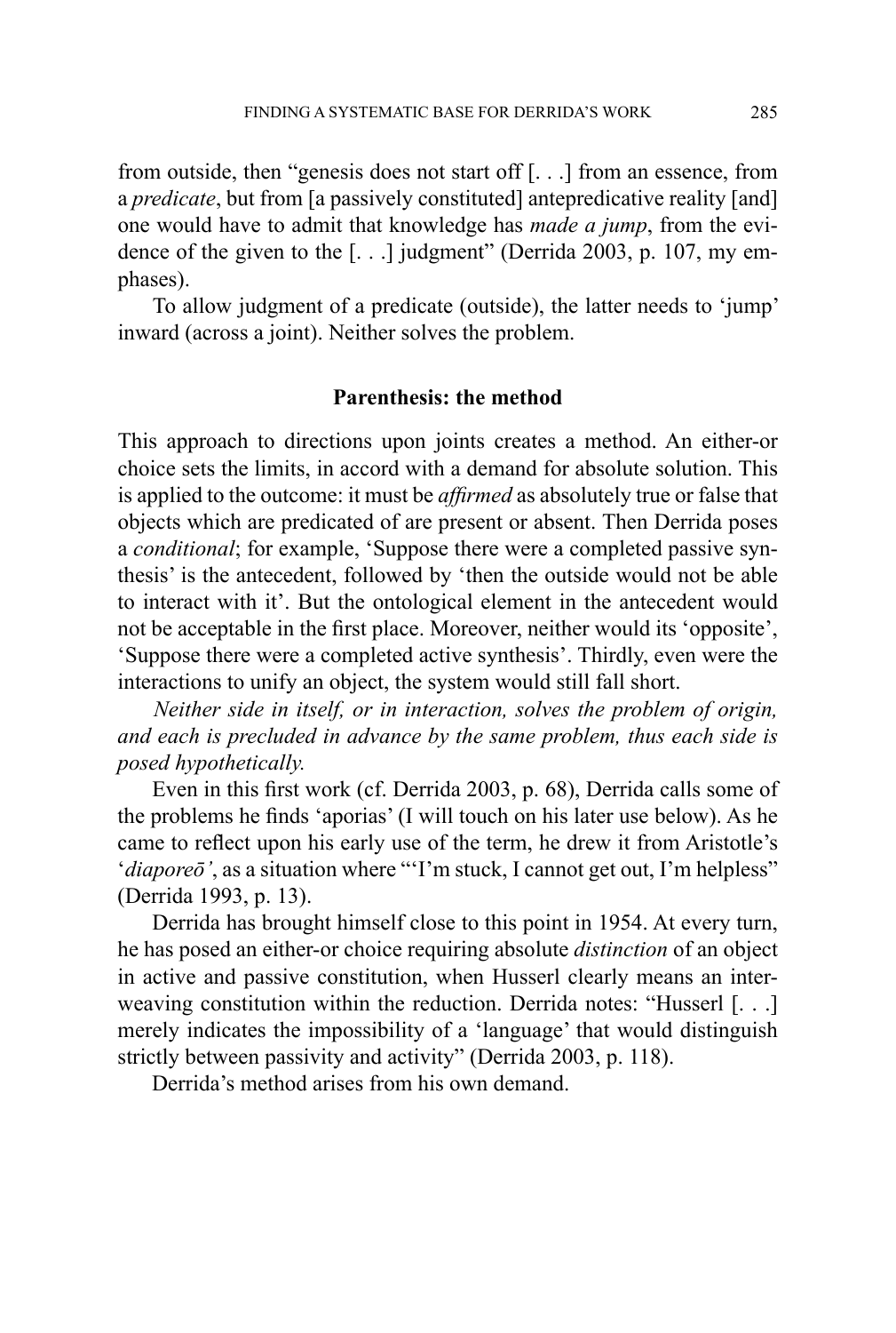from outside, then “genesis does not start off [. . .] from an essence, from a *predicate*, but from [a passively constituted] antepredicative reality [and] one would have to admit that knowledge has *made a jump*, from the evidence of the given to the [. . .] judgment” (Derrida 2003, p. 107, my emphases).

To allow judgment of a predicate (outside), the latter needs to ‘jump’ inward (across a joint). Neither solves the problem.

### Parenthesis: the method

This approach to directions upon joints creates a method. An either-or choice sets the limits, in accord with a demand for absolute solution. This is applied to the outcome: it must be *affirmed* as absolutely true or false that objects which are predicated of are present or absent. Then Derrida poses a *conditional*; for example, ‘Suppose there were a completed passive synthesis’ is the antecedent, followed by ‘then the outside would not be able to interact with it’. But the ontological element in the antecedent would not be acceptable in the first place. Moreover, neither would its ‘opposite’, ‘Suppose there were a completed active synthesis’. Thirdly, even were the interactions to unify an object, the system would still fall short.

*Neither side in itself, or in interaction, solves the problem of origin, and each is precluded in advance by the same problem, thus each side is posed hypothetically.*

Even in this first work (cf. Derrida 2003, p. 68), Derrida calls some of the problems he finds ‘aporias’ (I will touch on his later use below). As he came to reflect upon his early use of the term, he drew it from Aristotle’s ‘*diaporeō’*, as a situation where “‘I’m stuck, I cannot get out, I’m helpless” (Derrida 1993, p. 13).

Derrida has brought himself close to this point in 1954. At every turn, he has posed an either-or choice requiring absolute *distinction* of an object in active and passive constitution, when Husserl clearly means an interweaving constitution within the reduction. Derrida notes: “Husserl [. . .] merely indicates the impossibility of a ‘language’ that would distinguish strictly between passivity and activity” (Derrida 2003, p. 118).

Derrida’s method arises from his own demand.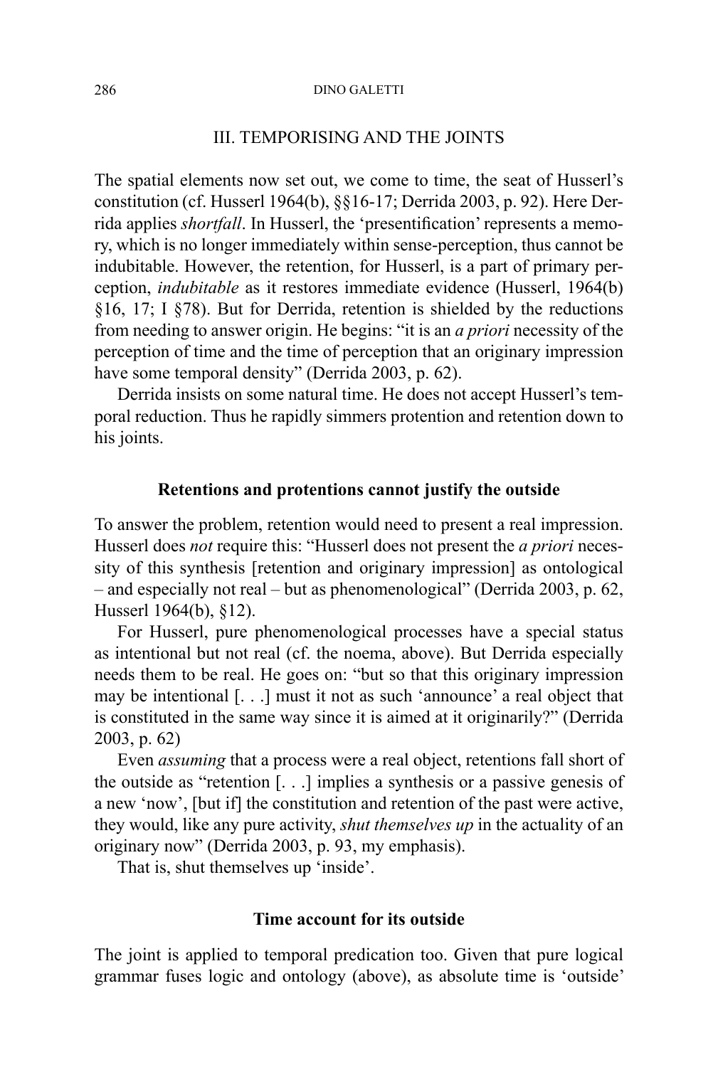## III. TEMPORISING AND THE JOINTS

The spatial elements now set out, we come to time, the seat of Husserl's constitution (cf. Husserl 1964(b), §§16-17; Derrida 2003, p. 92). Here Derrida applies *shortfall*. In Husserl, the 'presentification' represents a memory, which is no longer immediately within sense-perception, thus cannot be indubitable. However, the retention, for Husserl, is a part of primary perception, *indubitable* as it restores immediate evidence (Husserl, 1964(b) §16, 17; I §78). But for Derrida, retention is shielded by the reductions from needing to answer origin. He begins: "it is an *a priori* necessity of the perception of time and the time of perception that an originary impression have some temporal density" (Derrida 2003, p. 62).

Derrida insists on some natural time. He does not accept Husserl's temporal reduction. Thus he rapidly simmers protention and retention down to his joints.

### Retentions and protentions cannot justify the outside

To answer the problem, retention would need to present a real impression. Husserl does *not* require this: "Husserl does not present the *a priori* necessity of this synthesis [retention and originary impression] as ontological – and especially not real – but as phenomenological" (Derrida 2003, p. 62, Husserl 1964(b), §12).

For Husserl, pure phenomenological processes have a special status as intentional but not real (cf. the noema, above). But Derrida especially needs them to be real. He goes on: "but so that this originary impression may be intentional [. . .] must it not as such 'announce' a real object that is constituted in the same way since it is aimed at it originarily?" (Derrida 2003, p. 62)

Even *assuming* that a process were a real object, retentions fall short of the outside as "retention [. . .] implies a synthesis or a passive genesis of a new 'now', [but if] the constitution and retention of the past were active, they would, like any pure activity, *shut themselves up* in the actuality of an originary now" (Derrida 2003, p. 93, my emphasis).

That is, shut themselves up 'inside'.

### Time account for its outside

The joint is applied to temporal predication too. Given that pure logical grammar fuses logic and ontology (above), as absolute time is 'outside'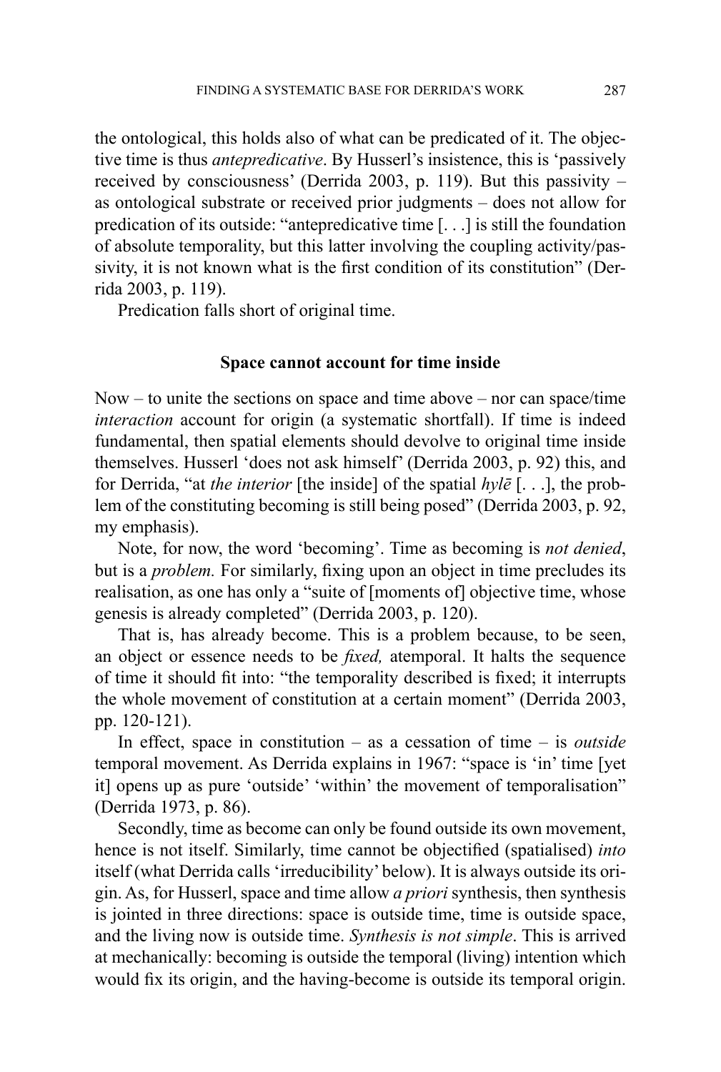the ontological, this holds also of what can be predicated of it. The objective time is thus *antepredicative*. By Husserl's insistence, this is 'passively received by consciousness' (Derrida 2003, p. 119). But this passivity – as ontological substrate or received prior judgments – does not allow for predication of its outside: "antepredicative time [. . .] is still the foundation of absolute temporality, but this latter involving the coupling activity/passivity, it is not known what is the first condition of its constitution" (Derrida 2003, p. 119).

Predication falls short of original time.

## Space cannot account for time inside

Now – to unite the sections on space and time above – nor can space/time *interaction* account for origin (a systematic shortfall). If time is indeed fundamental, then spatial elements should devolve to original time inside themselves. Husserl 'does not ask himself' (Derrida 2003, p. 92) this, and for Derrida, "at *the interior* [the inside] of the spatial *hylē* [. . .], the problem of the constituting becoming is still being posed" (Derrida 2003, p. 92, my emphasis).

Note, for now, the word 'becoming'. Time as becoming is *not denied*, but is a *problem.* For similarly, fixing upon an object in time precludes its realisation, as one has only a "suite of [moments of] objective time, whose genesis is already completed" (Derrida 2003, p. 120).

That is, has already become. This is a problem because, to be seen, an object or essence needs to be *fixed,* atemporal. It halts the sequence of time it should fit into: "the temporality described is fixed; it interrupts the whole movement of constitution at a certain moment" (Derrida 2003, pp. 120-121).

In effect, space in constitution – as a cessation of time – is *outside* temporal movement. As Derrida explains in 1967: "space is 'in' time [yet it] opens up as pure 'outside' 'within' the movement of temporalisation" (Derrida 1973, p. 86).

Secondly, time as become can only be found outside its own movement, hence is not itself. Similarly, time cannot be objectified (spatialised) *into* itself (what Derrida calls 'irreducibility' below). It is always outside its origin. As, for Husserl, space and time allow *a priori* synthesis, then synthesis is jointed in three directions: space is outside time, time is outside space, and the living now is outside time. *Synthesis is not simple*. This is arrived at mechanically: becoming is outside the temporal (living) intention which would fix its origin, and the having-become is outside its temporal origin.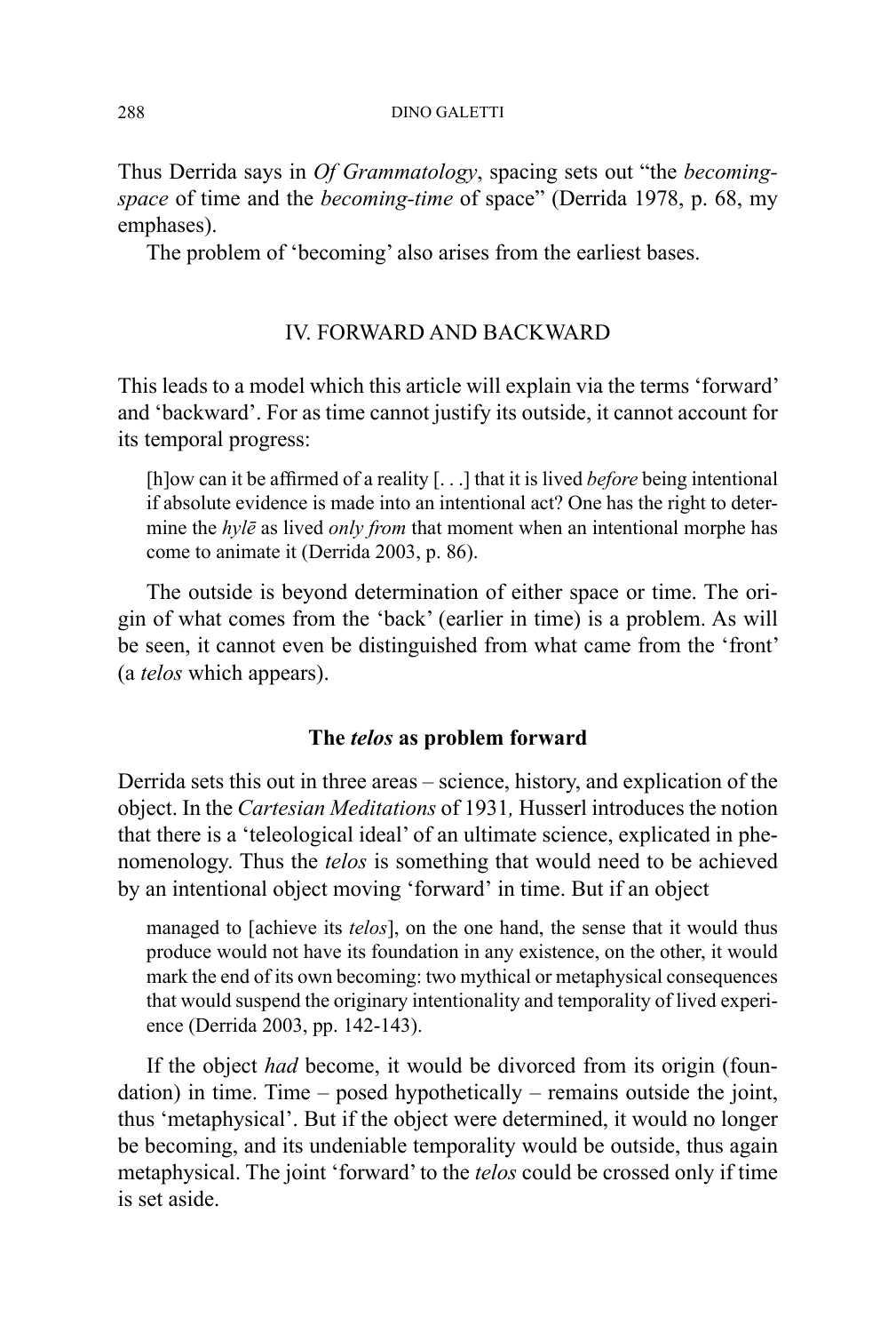Thus Derrida says in *Of Grammatology*, spacing sets out "the *becoming-space* of time and the *becoming-time* of space" (Derrida 1978, p. 68, my emphases).

The problem of 'becoming' also arises from the earliest bases.

## IV. FORWARD AND BACKWARD

This leads to a model which this article will explain via the terms 'forward' and 'backward'. For as time cannot justify its outside, it cannot account for its temporal progress:

> [h]ow can it be affirmed of a reality [. . .] that it is lived *before* being intentional if absolute evidence is made into an intentional act? One has the right to determine the *hylē* as lived *only from* that moment when an intentional morphe has come to animate it (Derrida 2003, p. 86).

The outside is beyond determination of either space or time. The origin of what comes from the 'back' (earlier in time) is a problem. As will be seen, it cannot even be distinguished from what came from the 'front' (a *telos* which appears).

### The *telos* as problem forward

Derrida sets this out in three areas – science, history, and explication of the object. In the *Cartesian Meditations* of 1931*,* Husserl introduces the notion that there is a 'teleological ideal' of an ultimate science, explicated in phenomenology. Thus the *telos* is something that would need to be achieved by an intentional object moving 'forward' in time. But if an object

> managed to [achieve its *telos*], on the one hand, the sense that it would thus produce would not have its foundation in any existence, on the other, it would mark the end of its own becoming: two mythical or metaphysical consequences that would suspend the originary intentionality and temporality of lived experience (Derrida 2003, pp. 142-143).

If the object *had* become, it would be divorced from its origin (foundation) in time. Time – posed hypothetically – remains outside the joint, thus 'metaphysical'. But if the object were determined, it would no longer be becoming, and its undeniable temporality would be outside, thus again metaphysical. The joint 'forward' to the *telos* could be crossed only if time is set aside.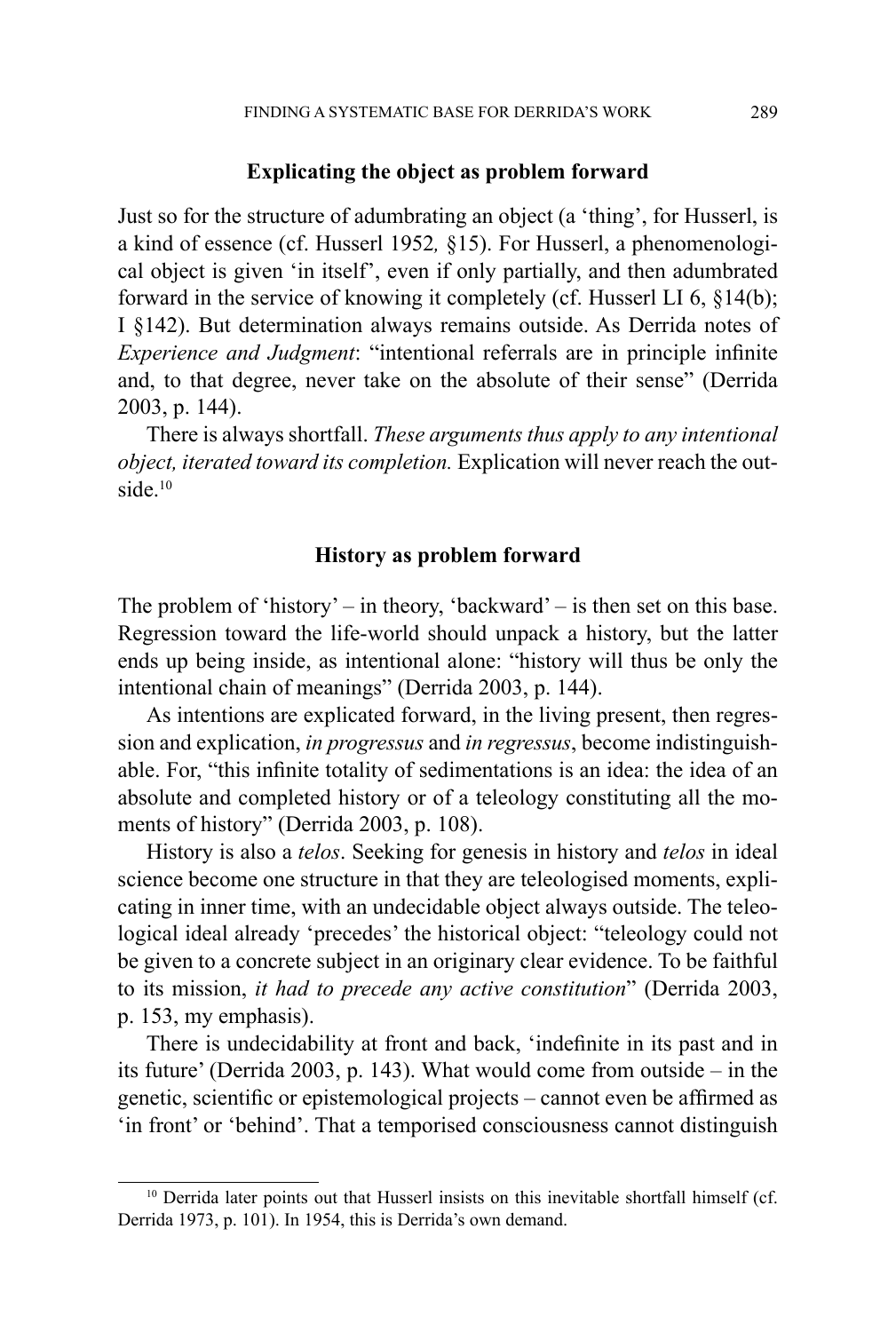### Explicating the object as problem forward

Just so for the structure of adumbrating an object (a 'thing', for Husserl, is a kind of essence (cf. Husserl 1952*,* §15). For Husserl, a phenomenological object is given 'in itself', even if only partially, and then adumbrated forward in the service of knowing it completely (cf. Husserl LI 6, §14(b); I §142). But determination always remains outside. As Derrida notes of *Experience and Judgment*: "intentional referrals are in principle infinite and, to that degree, never take on the absolute of their sense" (Derrida 2003, p. 144).

There is always shortfall. *These arguments thus apply to any intentional object, iterated toward its completion.* Explication will never reach the outside.[10]

### History as problem forward

The problem of 'history' – in theory, 'backward' – is then set on this base. Regression toward the life-world should unpack a history, but the latter ends up being inside, as intentional alone: "history will thus be only the intentional chain of meanings" (Derrida 2003, p. 144).

As intentions are explicated forward, in the living present, then regression and explication, *in progressus* and *in regressus*, become indistinguishable. For, "this infinite totality of sedimentations is an idea: the idea of an absolute and completed history or of a teleology constituting all the moments of history" (Derrida 2003, p. 108).

History is also a *telos*. Seeking for genesis in history and *telos* in ideal science become one structure in that they are teleologised moments, explicating in inner time, with an undecidable object always outside. The teleological ideal already 'precedes' the historical object: "teleology could not be given to a concrete subject in an originary clear evidence. To be faithful to its mission, *it had to precede any active constitution*" (Derrida 2003, p. 153, my emphasis).

There is undecidability at front and back, 'indefinite in its past and in its future' (Derrida 2003, p. 143). What would come from outside – in the genetic, scientific or epistemological projects – cannot even be affirmed as 'in front' or 'behind'. That a temporised consciousness cannot distinguish

[10] Derrida later points out that Husserl insists on this inevitable shortfall himself (cf. Derrida 1973, p. 101). In 1954, this is Derrida's own demand.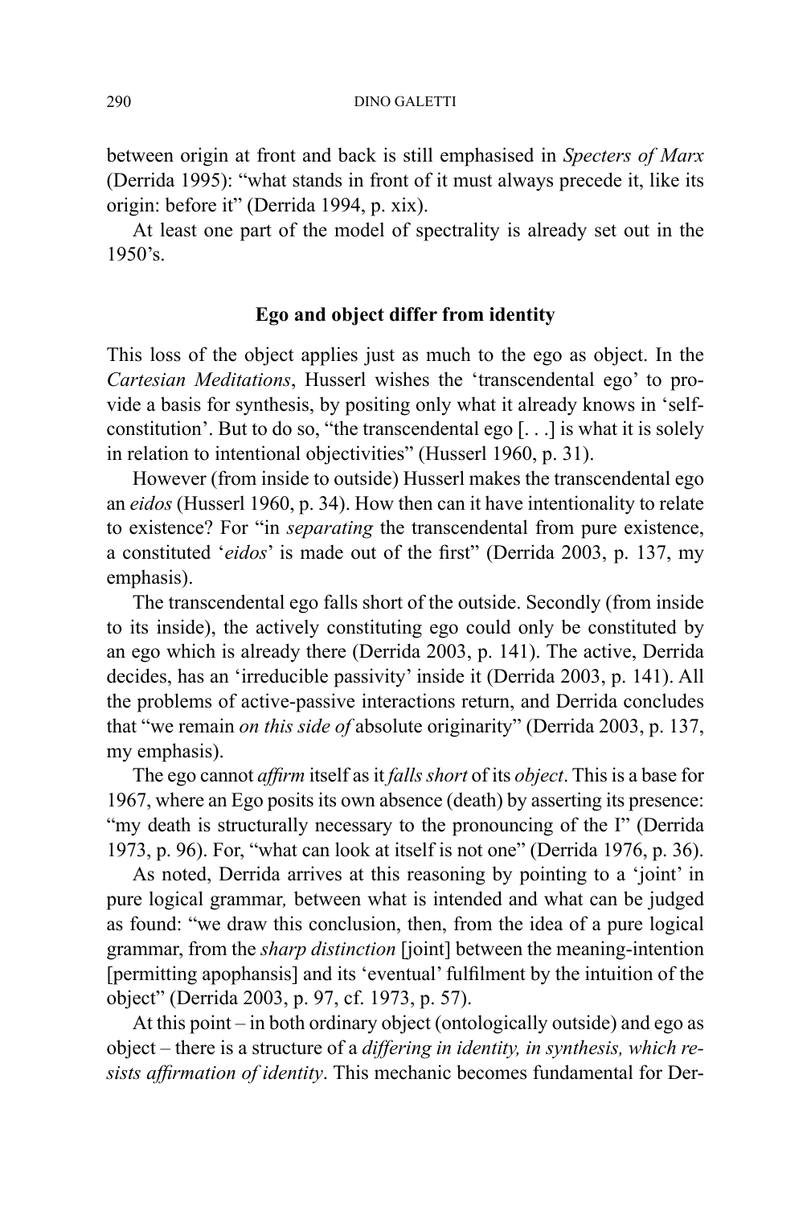between origin at front and back is still emphasised in *Specters of Marx* (Derrida 1995): "what stands in front of it must always precede it, like its origin: before it" (Derrida 1994, p. xix).

At least one part of the model of spectrality is already set out in the 1950's.

## Ego and object differ from identity

This loss of the object applies just as much to the ego as object. In the *Cartesian Meditations*, Husserl wishes the 'transcendental ego' to provide a basis for synthesis, by positing only what it already knows in 'self-constitution'. But to do so, "the transcendental ego [. . .] is what it is solely in relation to intentional objectivities" (Husserl 1960, p. 31).

However (from inside to outside) Husserl makes the transcendental ego an *eidos* (Husserl 1960, p. 34). How then can it have intentionality to relate to existence? For "in *separating* the transcendental from pure existence, a constituted '*eidos*' is made out of the first" (Derrida 2003, p. 137, my emphasis).

The transcendental ego falls short of the outside. Secondly (from inside to its inside), the actively constituting ego could only be constituted by an ego which is already there (Derrida 2003, p. 141). The active, Derrida decides, has an 'irreducible passivity' inside it (Derrida 2003, p. 141). All the problems of active-passive interactions return, and Derrida concludes that "we remain *on this side of* absolute originarity" (Derrida 2003, p. 137, my emphasis).

The ego cannot *affirm* itself as it *falls short* of its *object*. This is a base for 1967, where an Ego posits its own absence (death) by asserting its presence: "my death is structurally necessary to the pronouncing of the I" (Derrida 1973, p. 96). For, "what can look at itself is not one" (Derrida 1976, p. 36).

As noted, Derrida arrives at this reasoning by pointing to a 'joint' in pure logical grammar, between what is intended and what can be judged as found: "we draw this conclusion, then, from the idea of a pure logical grammar, from the *sharp distinction* [joint] between the meaning-intention [permitting apophansis] and its 'eventual' fulfilment by the intuition of the object" (Derrida 2003, p. 97, cf. 1973, p. 57).

At this point – in both ordinary object (ontologically outside) and ego as object – there is a structure of a *differing in identity, in synthesis, which resists affirmation of identity*. This mechanic becomes fundamental for Der-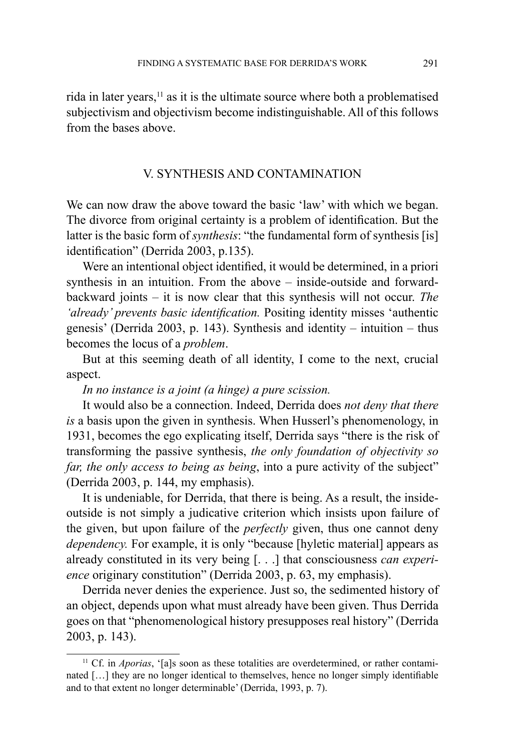rida in later years,[11] as it is the ultimate source where both a problematised subjectivism and objectivism become indistinguishable. All of this follows from the bases above.

## V. SYNTHESIS AND CONTAMINATION

We can now draw the above toward the basic 'law' with which we began. The divorce from original certainty is a problem of identification. But the latter is the basic form of *synthesis*: "the fundamental form of synthesis [is] identification" (Derrida 2003, p.135).

Were an intentional object identified, it would be determined, in a priori synthesis in an intuition. From the above – inside-outside and forward-backward joints – it is now clear that this synthesis will not occur. *The 'already' prevents basic identification.* Positing identity misses 'authentic genesis' (Derrida 2003, p. 143). Synthesis and identity – intuition – thus becomes the locus of a *problem*.

But at this seeming death of all identity, I come to the next, crucial aspect.

*In no instance is a joint (a hinge) a pure scission.*

It would also be a connection. Indeed, Derrida does *not deny that there is* a basis upon the given in synthesis. When Husserl's phenomenology, in 1931, becomes the ego explicating itself, Derrida says "there is the risk of transforming the passive synthesis, *the only foundation of objectivity so far, the only access to being as being*, into a pure activity of the subject" (Derrida 2003, p. 144, my emphasis).

It is undeniable, for Derrida, that there is being. As a result, the inside-outside is not simply a judicative criterion which insists upon failure of the given, but upon failure of the *perfectly* given, thus one cannot deny *dependency.* For example, it is only "because [hyletic material] appears as already constituted in its very being [. . .] that consciousness *can experience* originary constitution" (Derrida 2003, p. 63, my emphasis).

Derrida never denies the experience. Just so, the sedimented history of an object, depends upon what must already have been given. Thus Derrida goes on that "phenomenological history presupposes real history" (Derrida 2003, p. 143).

[11] Cf. in *Aporias*, '[a]s soon as these totalities are overdetermined, or rather contaminated […] they are no longer identical to themselves, hence no longer simply identifiable and to that extent no longer determinable' (Derrida, 1993, p. 7).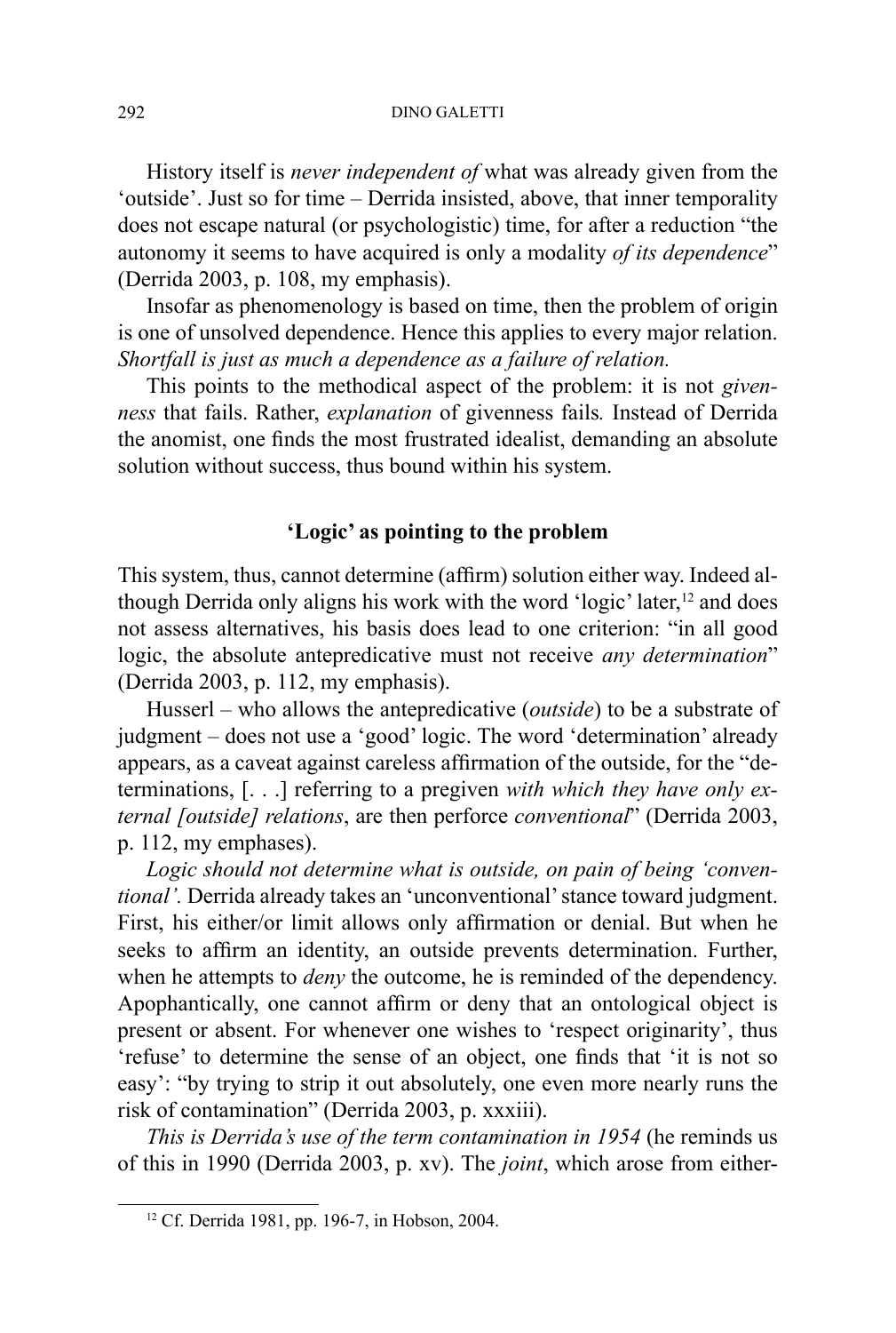History itself is *never independent of* what was already given from the 'outside'. Just so for time – Derrida insisted, above, that inner temporality does not escape natural (or psychologistic) time, for after a reduction "the autonomy it seems to have acquired is only a modality *of its dependence*" (Derrida 2003, p. 108, my emphasis).

Insofar as phenomenology is based on time, then the problem of origin is one of unsolved dependence. Hence this applies to every major relation. *Shortfall is just as much a dependence as a failure of relation.*

This points to the methodical aspect of the problem: it is not *givenness* that fails. Rather, *explanation* of givenness fails*.* Instead of Derrida the anomist, one finds the most frustrated idealist, demanding an absolute solution without success, thus bound within his system.

## 'Logic' as pointing to the problem

This system, thus, cannot determine (affirm) solution either way. Indeed although Derrida only aligns his work with the word 'logic' later,[12] and does not assess alternatives, his basis does lead to one criterion: "in all good logic, the absolute antepredicative must not receive *any determination*" (Derrida 2003, p. 112, my emphasis).

Husserl – who allows the antepredicative (*outside*) to be a substrate of judgment – does not use a 'good' logic. The word 'determination' already appears, as a caveat against careless affirmation of the outside, for the "determinations, [. . .] referring to a pregiven *with which they have only external [outside] relations*, are then perforce *conventional*" (Derrida 2003, p. 112, my emphases).

*Logic should not determine what is outside, on pain of being 'conventional'.* Derrida already takes an 'unconventional' stance toward judgment. First, his either/or limit allows only affirmation or denial. But when he seeks to affirm an identity, an outside prevents determination. Further, when he attempts to *deny* the outcome, he is reminded of the dependency. Apophantically, one cannot affirm or deny that an ontological object is present or absent. For whenever one wishes to 'respect originarity', thus 'refuse' to determine the sense of an object, one finds that 'it is not so easy': "by trying to strip it out absolutely, one even more nearly runs the risk of contamination" (Derrida 2003, p. xxxiii).

*This is Derrida's use of the term contamination in 1954* (he reminds us of this in 1990 (Derrida 2003, p. xv). The *joint*, which arose from either-

[12] Cf. Derrida 1981, pp. 196-7, in Hobson, 2004.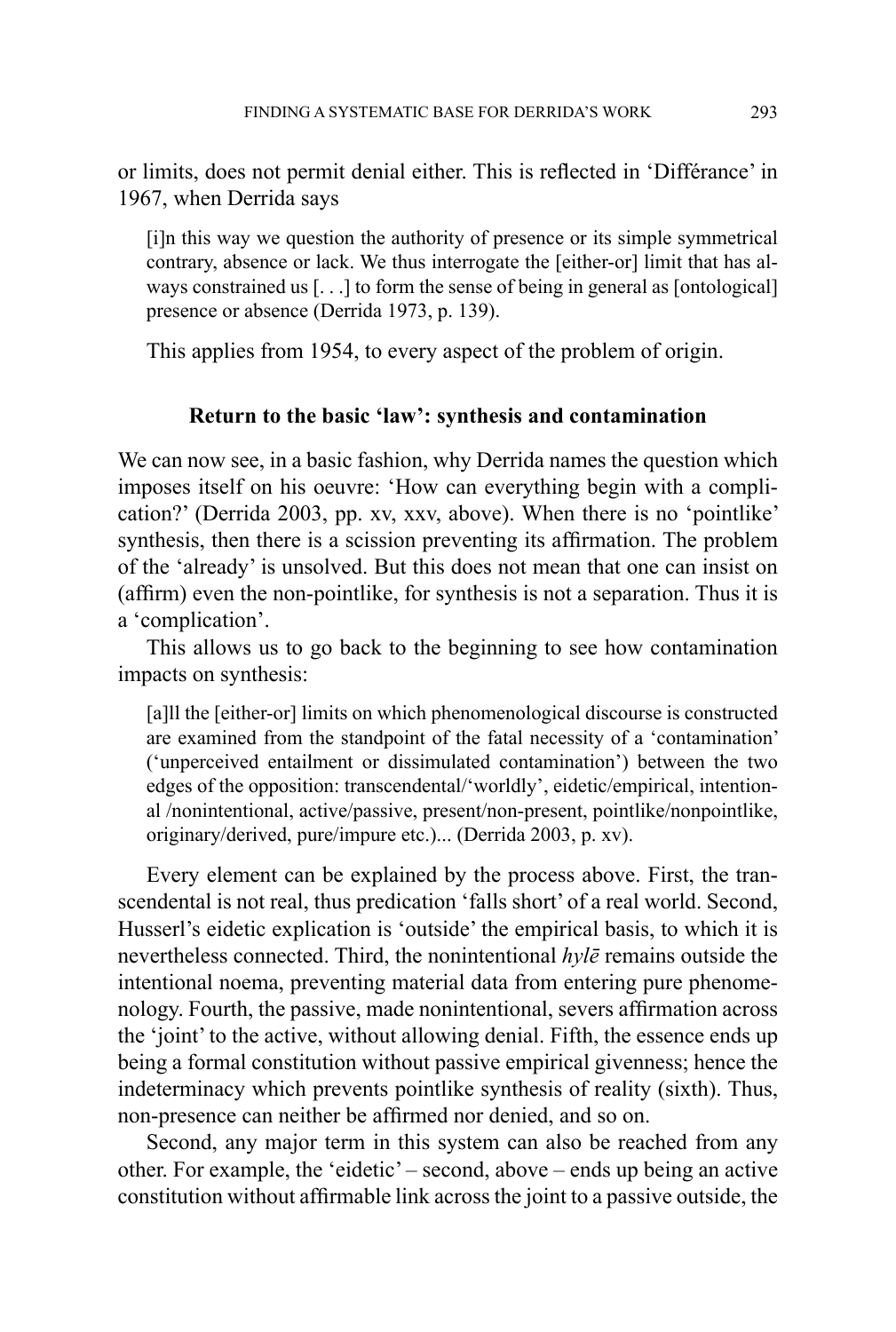or limits, does not permit denial either. This is reflected in 'Différance' in 1967, when Derrida says

> [i]n this way we question the authority of presence or its simple symmetrical contrary, absence or lack. We thus interrogate the [either-or] limit that has always constrained us [. . .] to form the sense of being in general as [ontological] presence or absence (Derrida 1973, p. 139).

This applies from 1954, to every aspect of the problem of origin.

### Return to the basic 'law': synthesis and contamination

We can now see, in a basic fashion, why Derrida names the question which imposes itself on his oeuvre: 'How can everything begin with a complication?' (Derrida 2003, pp. xv, xxv, above). When there is no 'pointlike' synthesis, then there is a scission preventing its affirmation. The problem of the 'already' is unsolved. But this does not mean that one can insist on (affirm) even the non-pointlike, for synthesis is not a separation. Thus it is a 'complication'.

This allows us to go back to the beginning to see how contamination impacts on synthesis:

> [a]ll the [either-or] limits on which phenomenological discourse is constructed are examined from the standpoint of the fatal necessity of a 'contamination' ('unperceived entailment or dissimulated contamination') between the two edges of the opposition: transcendental/'worldly', eidetic/empirical, intentional /nonintentional, active/passive, present/non-present, pointlike/nonpointlike, originary/derived, pure/impure etc.)... (Derrida 2003, p. xv).

Every element can be explained by the process above. First, the transcendental is not real, thus predication 'falls short' of a real world. Second, Husserl's eidetic explication is 'outside' the empirical basis, to which it is nevertheless connected. Third, the nonintentional *hylē* remains outside the intentional noema, preventing material data from entering pure phenomenology. Fourth, the passive, made nonintentional, severs affirmation across the 'joint' to the active, without allowing denial. Fifth, the essence ends up being a formal constitution without passive empirical givenness; hence the indeterminacy which prevents pointlike synthesis of reality (sixth). Thus, non-presence can neither be affirmed nor denied, and so on.

Second, any major term in this system can also be reached from any other. For example, the 'eidetic' – second, above – ends up being an active constitution without affirmable link across the joint to a passive outside, the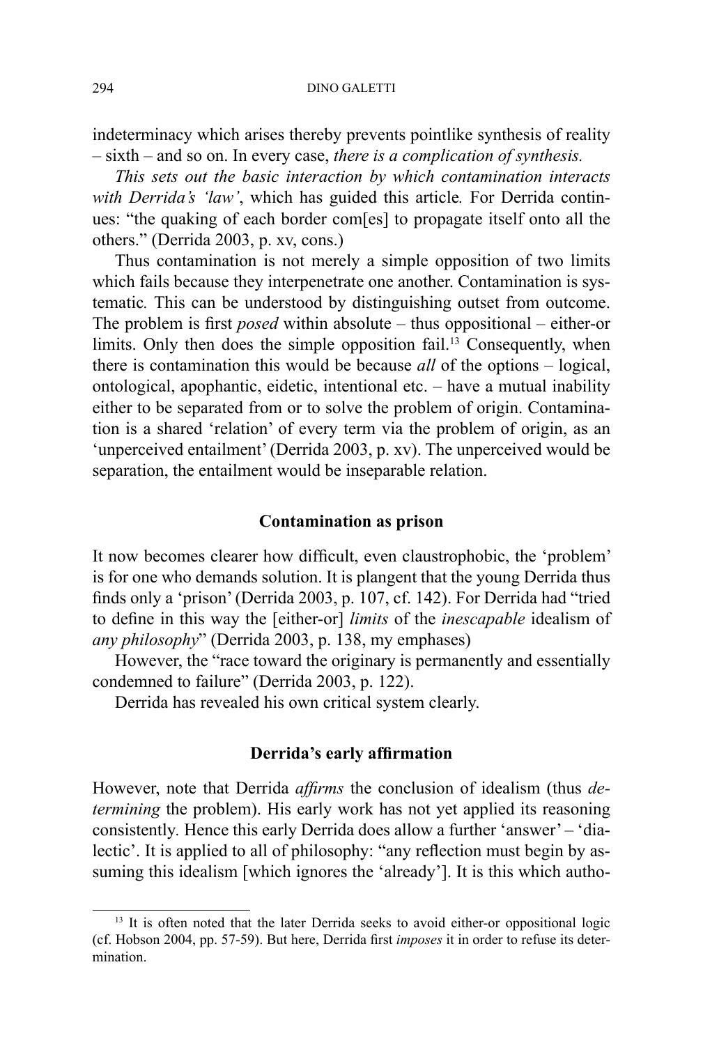indeterminacy which arises thereby prevents pointlike synthesis of reality – sixth – and so on. In every case, *there is a complication of synthesis.*

*This sets out the basic interaction by which contamination interacts with Derrida's 'law'*, which has guided this article. For Derrida continues: "the quaking of each border com[es] to propagate itself onto all the others." (Derrida 2003, p. xv, cons.)

Thus contamination is not merely a simple opposition of two limits which fails because they interpenetrate one another. Contamination is systematic. This can be understood by distinguishing outset from outcome. The problem is first *posed* within absolute – thus oppositional – either-or limits. Only then does the simple opposition fail.[13] Consequently, when there is contamination this would be because *all* of the options – logical, ontological, apophantic, eidetic, intentional etc. – have a mutual inability either to be separated from or to solve the problem of origin. Contamination is a shared 'relation' of every term via the problem of origin, as an 'unperceived entailment' (Derrida 2003, p. xv). The unperceived would be separation, the entailment would be inseparable relation.

## Contamination as prison

It now becomes clearer how difficult, even claustrophobic, the 'problem' is for one who demands solution. It is plangent that the young Derrida thus finds only a 'prison' (Derrida 2003, p. 107, cf. 142). For Derrida had "tried to define in this way the [either-or] *limits* of the *inescapable* idealism of *any philosophy*" (Derrida 2003, p. 138, my emphases)

However, the "race toward the originary is permanently and essentially condemned to failure" (Derrida 2003, p. 122).

Derrida has revealed his own critical system clearly.

## Derrida's early affirmation

However, note that Derrida *affirms* the conclusion of idealism (thus *determining* the problem). His early work has not yet applied its reasoning consistently. Hence this early Derrida does allow a further 'answer' – 'dialectic'. It is applied to all of philosophy: "any reflection must begin by assuming this idealism [which ignores the 'already']. It is this which autho-

---

[13] It is often noted that the later Derrida seeks to avoid either-or oppositional logic (cf. Hobson 2004, pp. 57-59). But here, Derrida first *imposes* it in order to refuse its determination.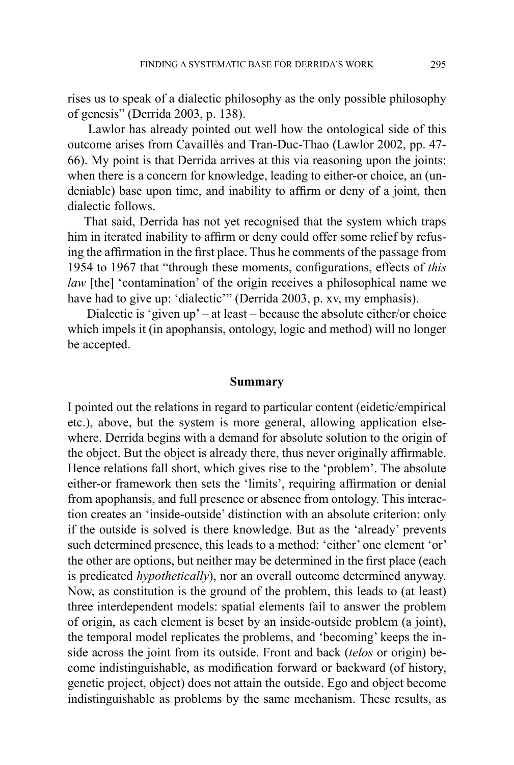rises us to speak of a dialectic philosophy as the only possible philosophy of genesis" (Derrida 2003, p. 138).

Lawlor has already pointed out well how the ontological side of this outcome arises from Cavaillès and Tran-Duc-Thao (Lawlor 2002, pp. 47-66). My point is that Derrida arrives at this via reasoning upon the joints: when there is a concern for knowledge, leading to either-or choice, an (undeniable) base upon time, and inability to affirm or deny of a joint, then dialectic follows.

That said, Derrida has not yet recognised that the system which traps him in iterated inability to affirm or deny could offer some relief by refusing the affirmation in the first place. Thus he comments of the passage from 1954 to 1967 that "through these moments, configurations, effects of *this law* [the] 'contamination' of the origin receives a philosophical name we have had to give up: 'dialectic'" (Derrida 2003, p. xv, my emphasis).

Dialectic is 'given up' – at least – because the absolute either/or choice which impels it (in apophansis, ontology, logic and method) will no longer be accepted.

## Summary

I pointed out the relations in regard to particular content (eidetic/empirical etc.), above, but the system is more general, allowing application elsewhere. Derrida begins with a demand for absolute solution to the origin of the object. But the object is already there, thus never originally affirmable. Hence relations fall short, which gives rise to the 'problem'. The absolute either-or framework then sets the 'limits', requiring affirmation or denial from apophansis, and full presence or absence from ontology. This interaction creates an 'inside-outside' distinction with an absolute criterion: only if the outside is solved is there knowledge. But as the 'already' prevents such determined presence, this leads to a method: 'either' one element 'or' the other are options, but neither may be determined in the first place (each is predicated *hypothetically*), nor an overall outcome determined anyway. Now, as constitution is the ground of the problem, this leads to (at least) three interdependent models: spatial elements fail to answer the problem of origin, as each element is beset by an inside-outside problem (a joint), the temporal model replicates the problems, and 'becoming' keeps the inside across the joint from its outside. Front and back (*telos* or origin) become indistinguishable, as modification forward or backward (of history, genetic project, object) does not attain the outside. Ego and object become indistinguishable as problems by the same mechanism. These results, as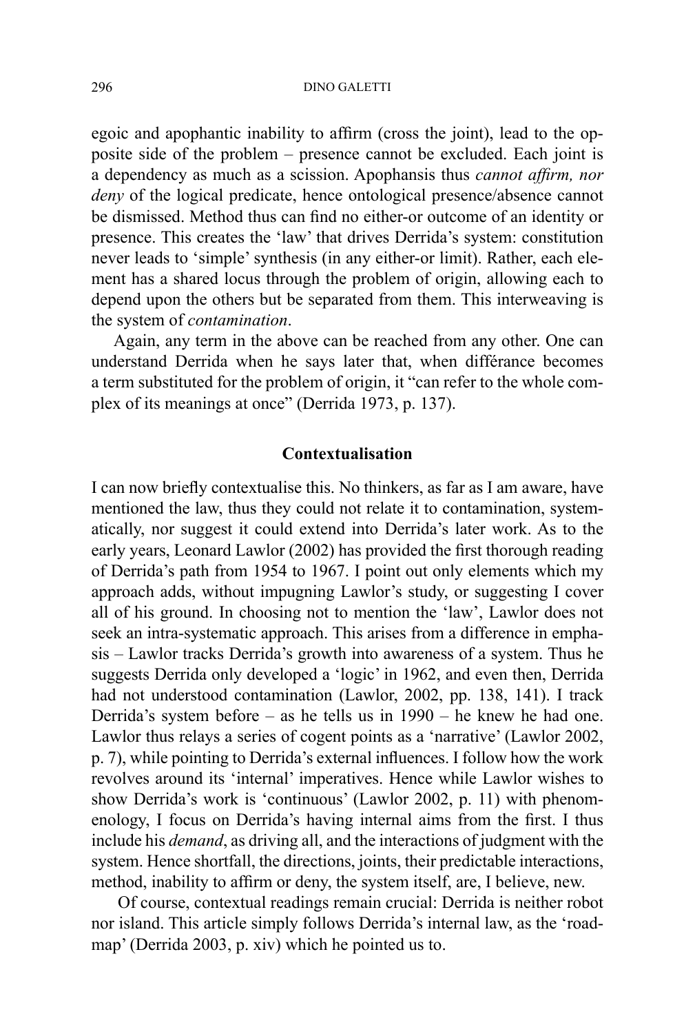egoic and apophantic inability to affirm (cross the joint), lead to the opposite side of the problem – presence cannot be excluded. Each joint is a dependency as much as a scission. Apophansis thus *cannot affirm, nor deny* of the logical predicate, hence ontological presence/absence cannot be dismissed. Method thus can find no either-or outcome of an identity or presence. This creates the 'law' that drives Derrida's system: constitution never leads to 'simple' synthesis (in any either-or limit). Rather, each element has a shared locus through the problem of origin, allowing each to depend upon the others but be separated from them. This interweaving is the system of *contamination*.

Again, any term in the above can be reached from any other. One can understand Derrida when he says later that, when différance becomes a term substituted for the problem of origin, it "can refer to the whole complex of its meanings at once" (Derrida 1973, p. 137).

## Contextualisation

I can now briefly contextualise this. No thinkers, as far as I am aware, have mentioned the law, thus they could not relate it to contamination, systematically, nor suggest it could extend into Derrida's later work. As to the early years, Leonard Lawlor (2002) has provided the first thorough reading of Derrida's path from 1954 to 1967. I point out only elements which my approach adds, without impugning Lawlor's study, or suggesting I cover all of his ground. In choosing not to mention the 'law', Lawlor does not seek an intra-systematic approach. This arises from a difference in emphasis – Lawlor tracks Derrida's growth into awareness of a system. Thus he suggests Derrida only developed a 'logic' in 1962, and even then, Derrida had not understood contamination (Lawlor, 2002, pp. 138, 141). I track Derrida's system before – as he tells us in 1990 – he knew he had one. Lawlor thus relays a series of cogent points as a 'narrative' (Lawlor 2002, p. 7), while pointing to Derrida's external influences. I follow how the work revolves around its 'internal' imperatives. Hence while Lawlor wishes to show Derrida's work is 'continuous' (Lawlor 2002, p. 11) with phenomenology, I focus on Derrida's having internal aims from the first. I thus include his *demand*, as driving all, and the interactions of judgment with the system. Hence shortfall, the directions, joints, their predictable interactions, method, inability to affirm or deny, the system itself, are, I believe, new.

Of course, contextual readings remain crucial: Derrida is neither robot nor island. This article simply follows Derrida's internal law, as the 'roadmap' (Derrida 2003, p. xiv) which he pointed us to.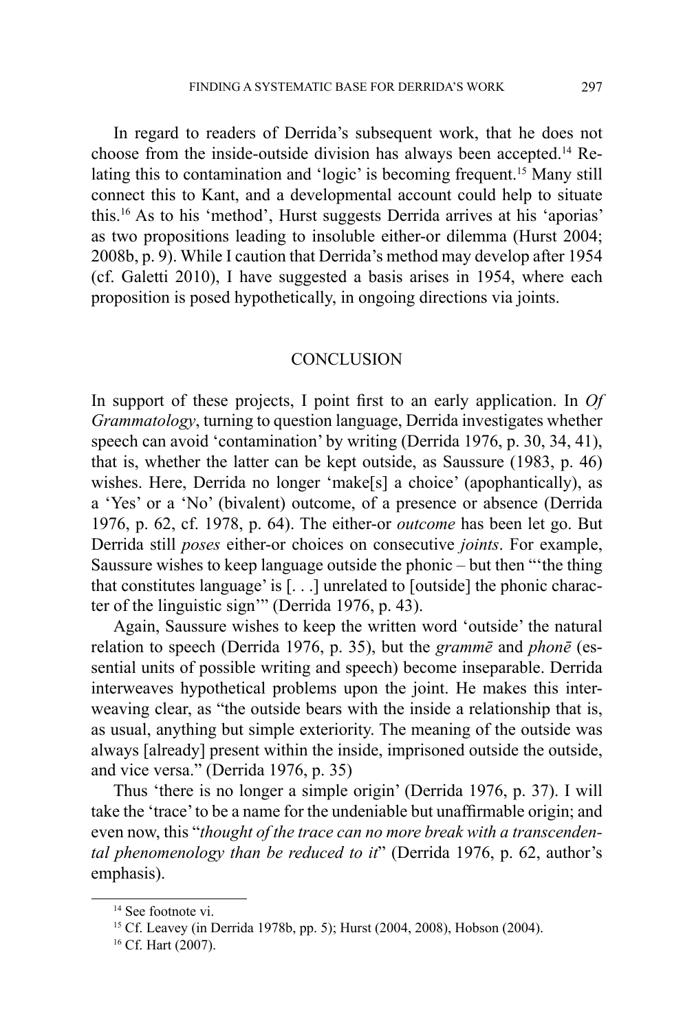In regard to readers of Derrida's subsequent work, that he does not choose from the inside-outside division has always been accepted.[14] Relating this to contamination and 'logic' is becoming frequent.[15] Many still connect this to Kant, and a developmental account could help to situate this.[16] As to his 'method', Hurst suggests Derrida arrives at his 'aporias' as two propositions leading to insoluble either-or dilemma (Hurst 2004; 2008b, p. 9). While I caution that Derrida's method may develop after 1954 (cf. Galetti 2010), I have suggested a basis arises in 1954, where each proposition is posed hypothetically, in ongoing directions via joints.

## CONCLUSION

In support of these projects, I point first to an early application. In *Of Grammatology*, turning to question language, Derrida investigates whether speech can avoid 'contamination' by writing (Derrida 1976, p. 30, 34, 41), that is, whether the latter can be kept outside, as Saussure (1983, p. 46) wishes. Here, Derrida no longer 'make[s] a choice' (apophantically), as a 'Yes' or a 'No' (bivalent) outcome, of a presence or absence (Derrida 1976, p. 62, cf. 1978, p. 64). The either-or *outcome* has been let go. But Derrida still *poses* either-or choices on consecutive *joints*. For example, Saussure wishes to keep language outside the phonic – but then "'the thing that constitutes language' is [. . .] unrelated to [outside] the phonic character of the linguistic sign'" (Derrida 1976, p. 43).

Again, Saussure wishes to keep the written word 'outside' the natural relation to speech (Derrida 1976, p. 35), but the *grammē* and *phonē* (essential units of possible writing and speech) become inseparable. Derrida interweaves hypothetical problems upon the joint. He makes this interweaving clear, as "the outside bears with the inside a relationship that is, as usual, anything but simple exteriority. The meaning of the outside was always [already] present within the inside, imprisoned outside the outside, and vice versa." (Derrida 1976, p. 35)

Thus 'there is no longer a simple origin' (Derrida 1976, p. 37). I will take the 'trace' to be a name for the undeniable but unaffirmable origin; and even now, this "*thought of the trace can no more break with a transcendental phenomenology than be reduced to it*" (Derrida 1976, p. 62, author's emphasis).

[14] See footnote vi.

[15] Cf. Leavey (in Derrida 1978b, pp. 5); Hurst (2004, 2008), Hobson (2004).

[16] Cf. Hart (2007).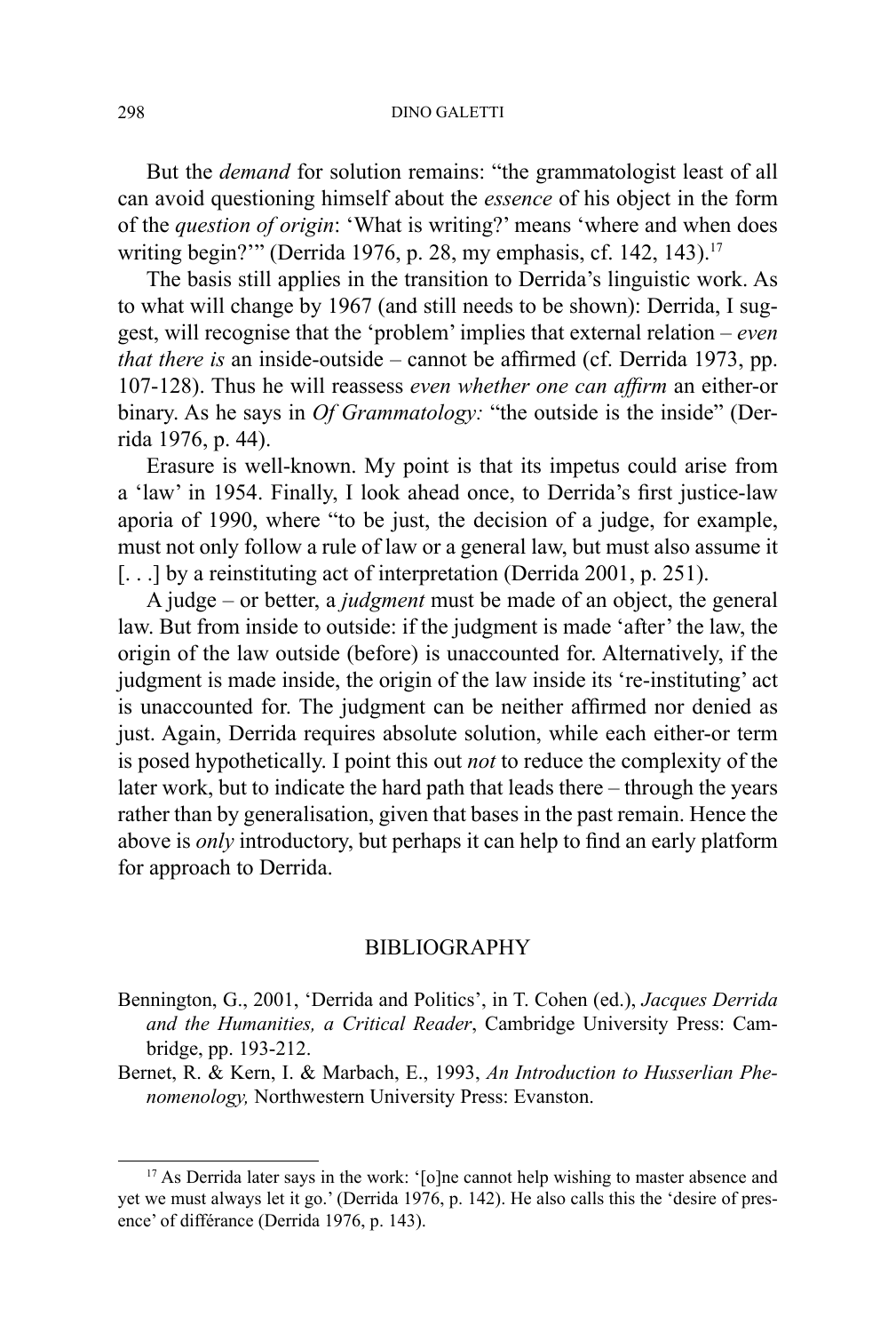But the *demand* for solution remains: "the grammatologist least of all can avoid questioning himself about the *essence* of his object in the form of the *question of origin*: 'What is writing?' means 'where and when does writing begin?'" (Derrida 1976, p. 28, my emphasis, cf. 142, 143).[17]

The basis still applies in the transition to Derrida's linguistic work. As to what will change by 1967 (and still needs to be shown): Derrida, I suggest, will recognise that the 'problem' implies that external relation – *even that there is* an inside-outside – cannot be affirmed (cf. Derrida 1973, pp. 107-128). Thus he will reassess *even whether one can affirm* an either-or binary. As he says in *Of Grammatology:* "the outside is the inside" (Derrida 1976, p. 44).

Erasure is well-known. My point is that its impetus could arise from a 'law' in 1954. Finally, I look ahead once, to Derrida's first justice-law aporia of 1990, where "to be just, the decision of a judge, for example, must not only follow a rule of law or a general law, but must also assume it [. . .] by a reinstituting act of interpretation (Derrida 2001, p. 251).

A judge – or better, a *judgment* must be made of an object, the general law. But from inside to outside: if the judgment is made 'after' the law, the origin of the law outside (before) is unaccounted for. Alternatively, if the judgment is made inside, the origin of the law inside its 're-instituting' act is unaccounted for. The judgment can be neither affirmed nor denied as just. Again, Derrida requires absolute solution, while each either-or term is posed hypothetically. I point this out *not* to reduce the complexity of the later work, but to indicate the hard path that leads there – through the years rather than by generalisation, given that bases in the past remain. Hence the above is *only* introductory, but perhaps it can help to find an early platform for approach to Derrida.

## BIBLIOGRAPHY

Bennington, G., 2001, 'Derrida and Politics', in T. Cohen (ed.), *Jacques Derrida and the Humanities, a Critical Reader*, Cambridge University Press: Cambridge, pp. 193-212.

Bernet, R. & Kern, I. & Marbach, E., 1993, *An Introduction to Husserlian Phenomenology,* Northwestern University Press: Evanston.

---

[17] As Derrida later says in the work: '[o]ne cannot help wishing to master absence and yet we must always let it go.' (Derrida 1976, p. 142). He also calls this the 'desire of presence' of différance (Derrida 1976, p. 143).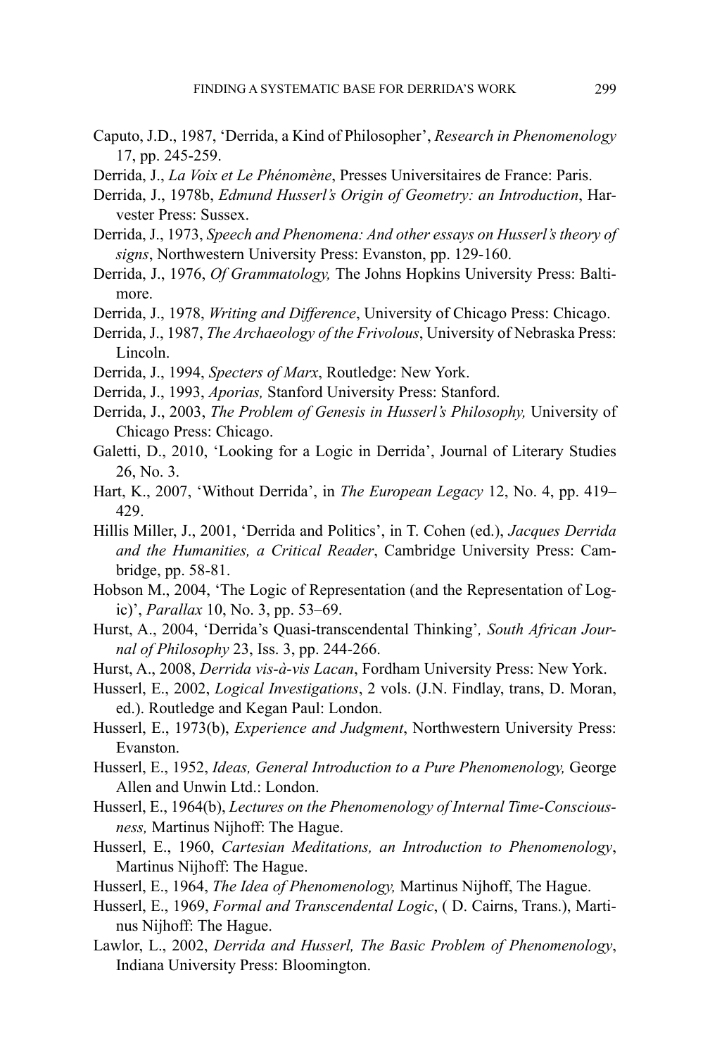Caputo, J.D., 1987, 'Derrida, a Kind of Philosopher', *Research in Phenomenology* 17, pp. 245-259.

Derrida, J., *La Voix et Le Phénomène*, Presses Universitaires de France: Paris.

Derrida, J., 1978b, *Edmund Husserl's Origin of Geometry: an Introduction*, Harvester Press: Sussex.

Derrida, J., 1973, *Speech and Phenomena: And other essays on Husserl's theory of signs*, Northwestern University Press: Evanston, pp. 129-160.

Derrida, J., 1976, *Of Grammatology,* The Johns Hopkins University Press: Baltimore.

Derrida, J., 1978, *Writing and Difference*, University of Chicago Press: Chicago.

Derrida, J., 1987, *The Archaeology of the Frivolous*, University of Nebraska Press: Lincoln.

Derrida, J., 1994, *Specters of Marx*, Routledge: New York.

Derrida, J., 1993, *Aporias,* Stanford University Press: Stanford.

Derrida, J., 2003, *The Problem of Genesis in Husserl's Philosophy,* University of Chicago Press: Chicago.

Galetti, D., 2010, 'Looking for a Logic in Derrida', Journal of Literary Studies 26, No. 3.

Hart, K., 2007, 'Without Derrida', in *The European Legacy* 12, No. 4, pp. 419–429.

Hillis Miller, J., 2001, 'Derrida and Politics', in T. Cohen (ed.), *Jacques Derrida and the Humanities, a Critical Reader*, Cambridge University Press: Cambridge, pp. 58-81.

Hobson M., 2004, 'The Logic of Representation (and the Representation of Logic)', *Parallax* 10, No. 3, pp. 53–69.

Hurst, A., 2004, 'Derrida's Quasi-transcendental Thinking', *South African Journal of Philosophy* 23, Iss. 3, pp. 244-266.

Hurst, A., 2008, *Derrida vis-à-vis Lacan*, Fordham University Press: New York.

Husserl, E., 2002, *Logical Investigations*, 2 vols. (J.N. Findlay, trans, D. Moran, ed.). Routledge and Kegan Paul: London.

Husserl, E., 1973(b), *Experience and Judgment*, Northwestern University Press: Evanston.

Husserl, E., 1952, *Ideas, General Introduction to a Pure Phenomenology,* George Allen and Unwin Ltd.: London.

Husserl, E., 1964(b), *Lectures on the Phenomenology of Internal Time-Consciousness,* Martinus Nijhoff: The Hague.

Husserl, E., 1960, *Cartesian Meditations, an Introduction to Phenomenology*, Martinus Nijhoff: The Hague.

Husserl, E., 1964, *The Idea of Phenomenology,* Martinus Nijhoff, The Hague.

Husserl, E., 1969, *Formal and Transcendental Logic*, ( D. Cairns, Trans.), Martinus Nijhoff: The Hague.

Lawlor, L., 2002, *Derrida and Husserl, The Basic Problem of Phenomenology*, Indiana University Press: Bloomington.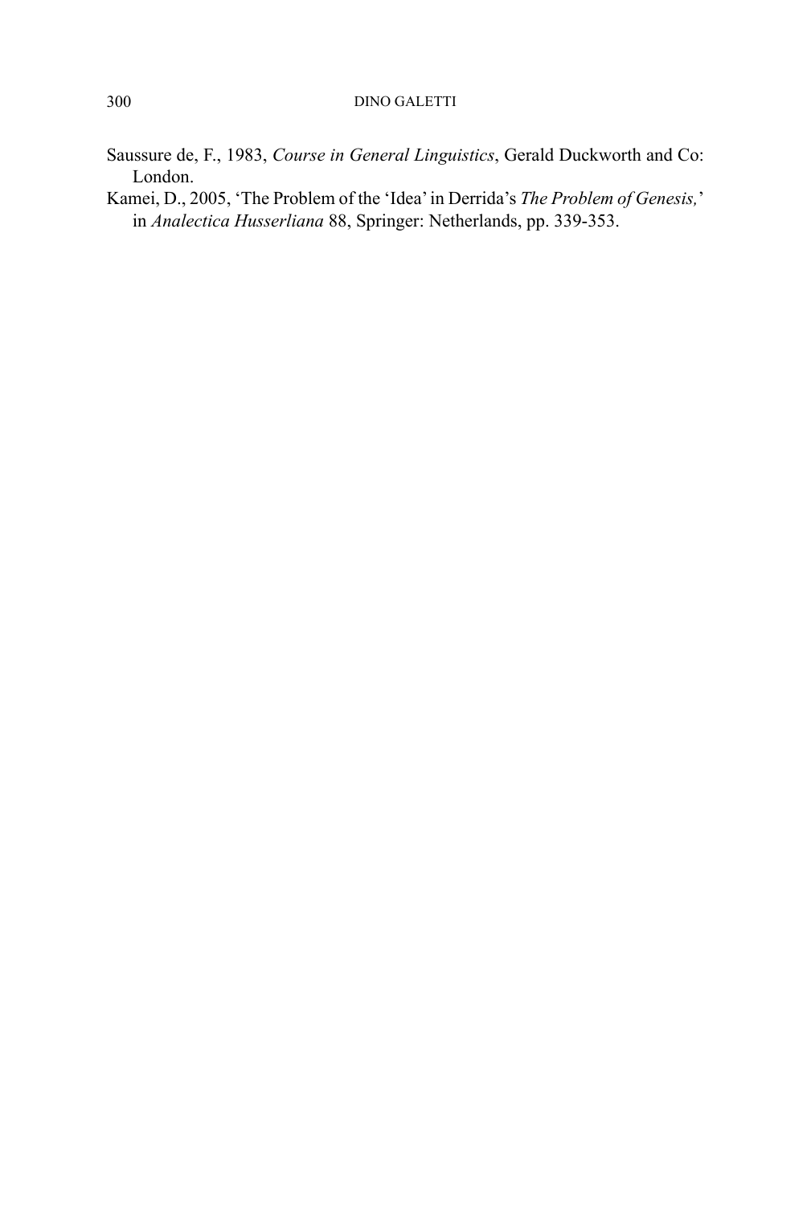Saussure de, F., 1983, *Course in General Linguistics*, Gerald Duckworth and Co: London.

Kamei, D., 2005, 'The Problem of the 'Idea' in Derrida's *The Problem of Genesis,*' in *Analectica Husserliana* 88, Springer: Netherlands, pp. 339-353.